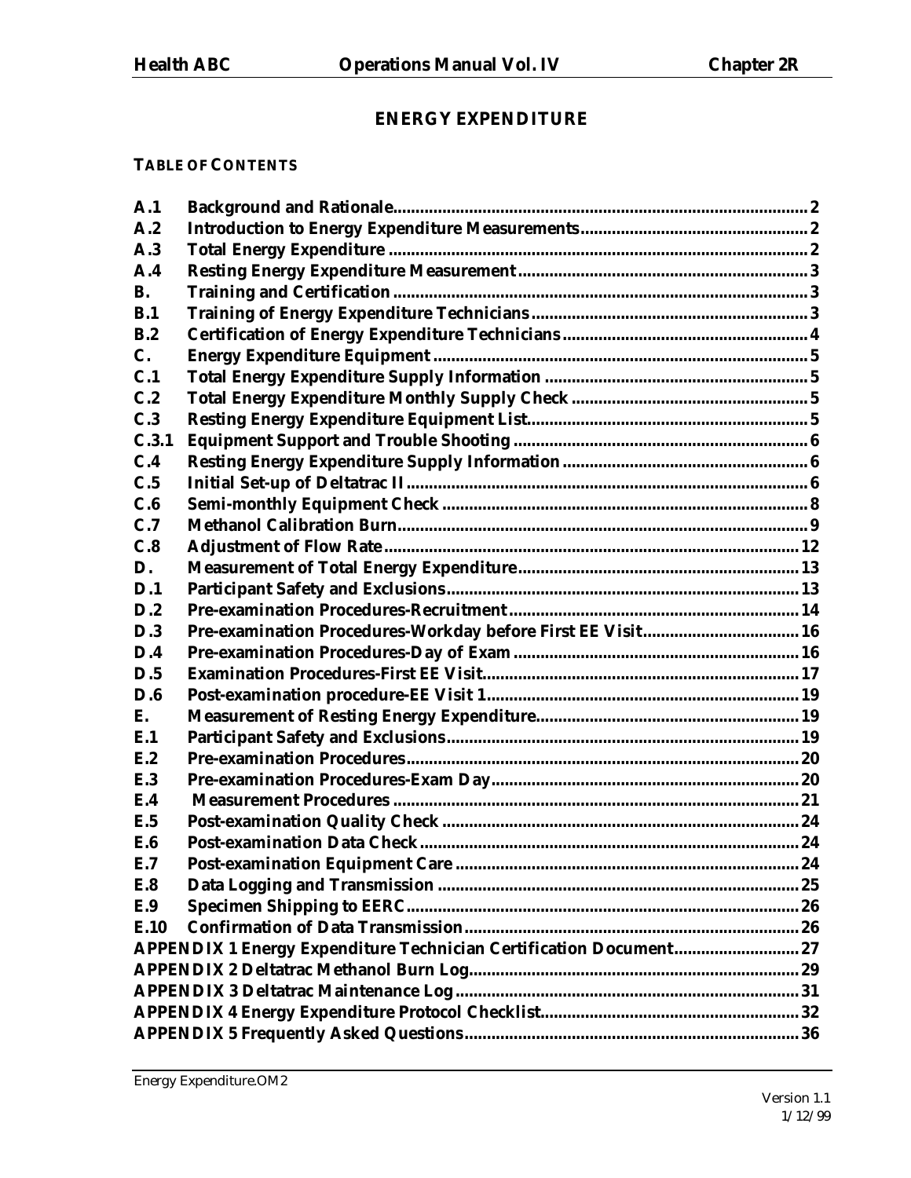# ENERGY EXPENDITURE

**TABLE OF CONTENTS**

| | | |
|---|---|---|
| A.1 | Background and Rationale | 2 |
| A.2 | Introduction to Energy Expenditure Measurements | 2 |
| A.3 | Total Energy Expenditure | 2 |
| A.4 | Resting Energy Expenditure Measurement | 3 |
| B. | Training and Certification | 3 |
| B.1 | Training of Energy Expenditure Technicians | 3 |
| B.2 | Certification of Energy Expenditure Technicians | 4 |
| C. | Energy Expenditure Equipment | 5 |
| C.1 | Total Energy Expenditure Supply Information | 5 |
| C.2 | Total Energy Expenditure Monthly Supply Check | 5 |
| C.3 | Resting Energy Expenditure Equipment List | 5 |
| C.3.1 | Equipment Support and Trouble Shooting | 6 |
| C.4 | Resting Energy Expenditure Supply Information | 6 |
| C.5 | Initial Set-up of Deltatrac II | 6 |
| C.6 | Semi-monthly Equipment Check | 8 |
| C.7 | Methanol Calibration Burn | 9 |
| C.8 | Adjustment of Flow Rate | 12 |
| D. | Measurement of Total Energy Expenditure | 13 |
| D.1 | Participant Safety and Exclusions | 13 |
| D.2 | Pre-examination Procedures-Recruitment | 14 |
| D.3 | Pre-examination Procedures-Workday before First EE Visit | 16 |
| D.4 | Pre-examination Procedures-Day of Exam | 16 |
| D.5 | Examination Procedures-First EE Visit | 17 |
| D.6 | Post-examination procedure-EE Visit 1 | 19 |
| E. | Measurement of Resting Energy Expenditure | 19 |
| E.1 | Participant Safety and Exclusions | 19 |
| E.2 | Pre-examination Procedures | 20 |
| E.3 | Pre-examination Procedures-Exam Day | 20 |
| E.4 | Measurement Procedures | 21 |
| E.5 | Post-examination Quality Check | 24 |
| E.6 | Post-examination Data Check | 24 |
| E.7 | Post-examination Equipment Care | 24 |
| E.8 | Data Logging and Transmission | 25 |
| E.9 | Specimen Shipping to EERC | 26 |
| E.10 | Confirmation of Data Transmission | 26 |
| APPENDIX 1 | Energy Expenditure Technician Certification Document | 27 |
| APPENDIX 2 | Deltatrac Methanol Burn Log | 29 |
| APPENDIX 3 | Deltatrac Maintenance Log | 31 |
| APPENDIX 4 | Energy Expenditure Protocol Checklist | 32 |
| APPENDIX 5 | Frequently Asked Questions | 36 |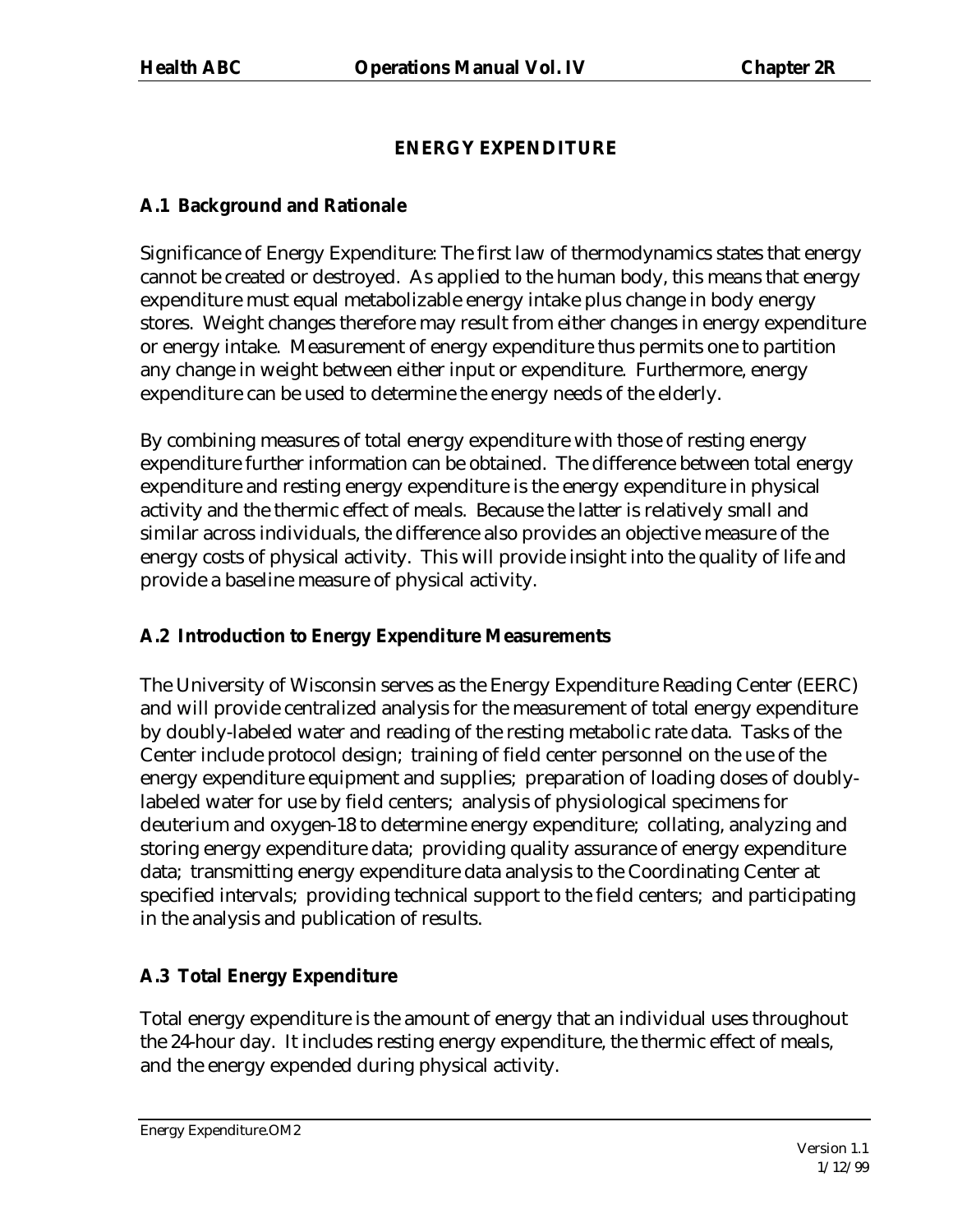## ENERGY EXPENDITURE

### A.1 Background and Rationale

Significance of Energy Expenditure: The first law of thermodynamics states that energy cannot be created or destroyed. As applied to the human body, this means that energy expenditure must equal metabolizable energy intake plus change in body energy stores. Weight changes therefore may result from either changes in energy expenditure or energy intake. Measurement of energy expenditure thus permits one to partition any change in weight between either input or expenditure. Furthermore, energy expenditure can be used to determine the energy needs of the elderly.

By combining measures of total energy expenditure with those of resting energy expenditure further information can be obtained. The difference between total energy expenditure and resting energy expenditure is the energy expenditure in physical activity and the thermic effect of meals. Because the latter is relatively small and similar across individuals, the difference also provides an objective measure of the energy costs of physical activity. This will provide insight into the quality of life and provide a baseline measure of physical activity.

### A.2 Introduction to Energy Expenditure Measurements

The University of Wisconsin serves as the Energy Expenditure Reading Center (EERC) and will provide centralized analysis for the measurement of total energy expenditure by doubly-labeled water and reading of the resting metabolic rate data. Tasks of the Center include protocol design; training of field center personnel on the use of the energy expenditure equipment and supplies; preparation of loading doses of doubly-labeled water for use by field centers; analysis of physiological specimens for deuterium and oxygen-18 to determine energy expenditure; collating, analyzing and storing energy expenditure data; providing quality assurance of energy expenditure data; transmitting energy expenditure data analysis to the Coordinating Center at specified intervals; providing technical support to the field centers; and participating in the analysis and publication of results.

### A.3 Total Energy Expenditure

Total energy expenditure is the amount of energy that an individual uses throughout the 24-hour day. It includes resting energy expenditure, the thermic effect of meals, and the energy expended during physical activity.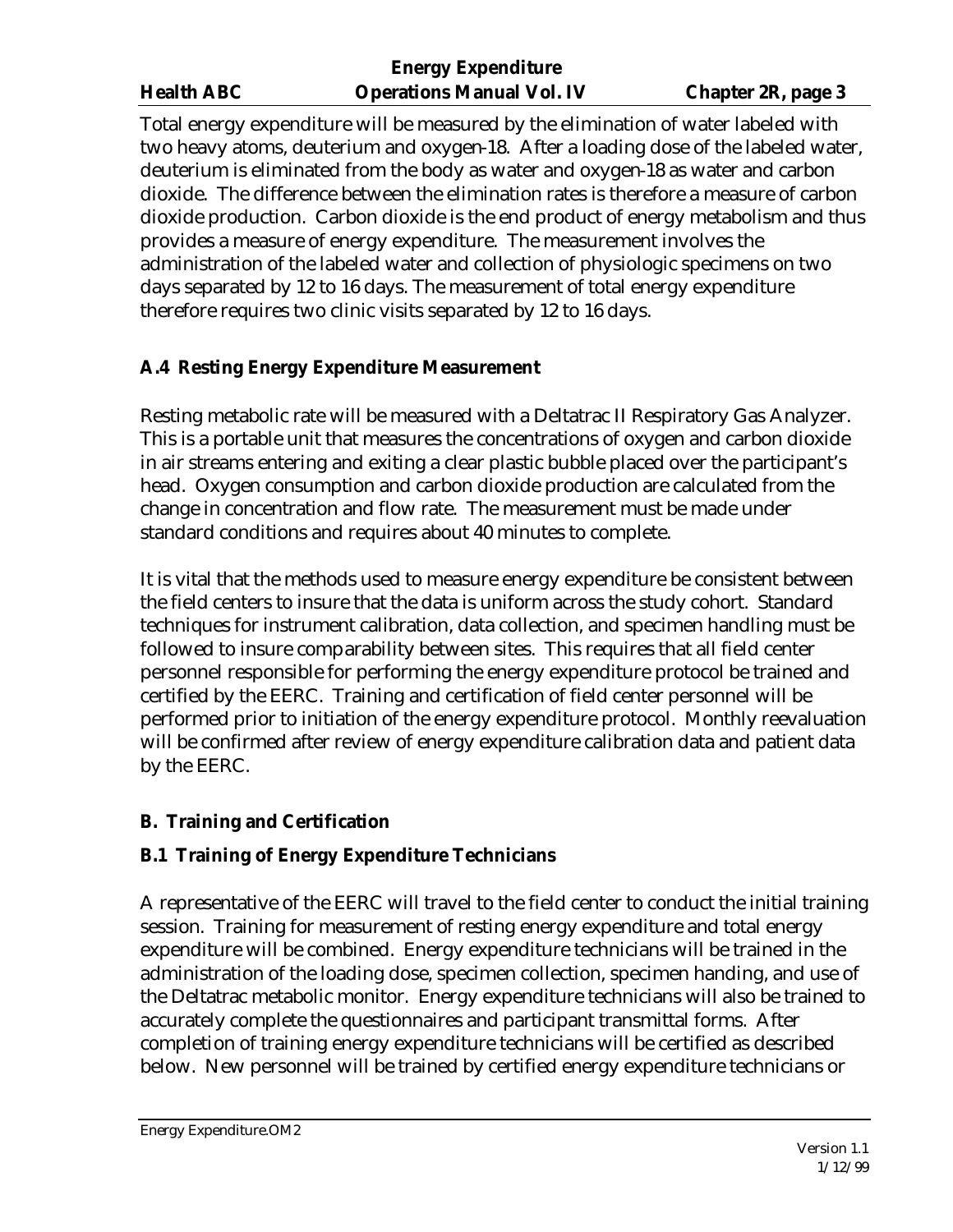Total energy expenditure will be measured by the elimination of water labeled with two heavy atoms, deuterium and oxygen-18. After a loading dose of the labeled water, deuterium is eliminated from the body as water and oxygen-18 as water and carbon dioxide. The difference between the elimination rates is therefore a measure of carbon dioxide production. Carbon dioxide is the end product of energy metabolism and thus provides a measure of energy expenditure. The measurement involves the administration of the labeled water and collection of physiologic specimens on two days separated by 12 to 16 days. The measurement of total energy expenditure therefore requires two clinic visits separated by 12 to 16 days.

### A.4 Resting Energy Expenditure Measurement

Resting metabolic rate will be measured with a Deltatrac II Respiratory Gas Analyzer. This is a portable unit that measures the concentrations of oxygen and carbon dioxide in air streams entering and exiting a clear plastic bubble placed over the participant's head. Oxygen consumption and carbon dioxide production are calculated from the change in concentration and flow rate. The measurement must be made under standard conditions and requires about 40 minutes to complete.

It is vital that the methods used to measure energy expenditure be consistent between the field centers to insure that the data is uniform across the study cohort. Standard techniques for instrument calibration, data collection, and specimen handling must be followed to insure comparability between sites. This requires that all field center personnel responsible for performing the energy expenditure protocol be trained and certified by the EERC. Training and certification of field center personnel will be performed prior to initiation of the energy expenditure protocol. Monthly reevaluation will be confirmed after review of energy expenditure calibration data and patient data by the EERC.

## B. Training and Certification

### B.1 Training of Energy Expenditure Technicians

A representative of the EERC will travel to the field center to conduct the initial training session. Training for measurement of resting energy expenditure and total energy expenditure will be combined. Energy expenditure technicians will be trained in the administration of the loading dose, specimen collection, specimen handing, and use of the Deltatrac metabolic monitor. Energy expenditure technicians will also be trained to accurately complete the questionnaires and participant transmittal forms. After completion of training energy expenditure technicians will be certified as described below. New personnel will be trained by certified energy expenditure technicians or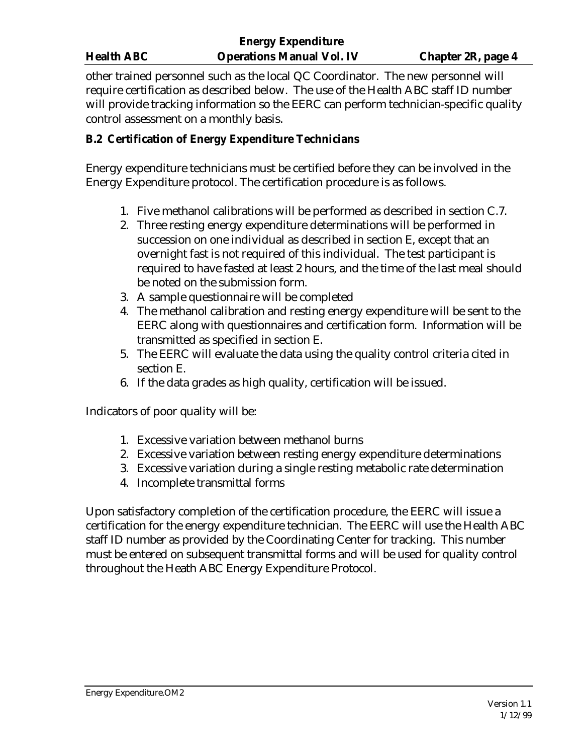other trained personnel such as the local QC Coordinator. The new personnel will require certification as described below. The use of the Health ABC staff ID number will provide tracking information so the EERC can perform technician-specific quality control assessment on a monthly basis.

### B.2 Certification of Energy Expenditure Technicians

Energy expenditure technicians must be certified before they can be involved in the Energy Expenditure protocol. The certification procedure is as follows.

1. Five methanol calibrations will be performed as described in section C.7.
2. Three resting energy expenditure determinations will be performed in succession on one individual as described in section E, except that an overnight fast is not required of this individual. The test participant is required to have fasted at least 2 hours, and the time of the last meal should be noted on the submission form.
3. A sample questionnaire will be completed
4. The methanol calibration and resting energy expenditure will be sent to the EERC along with questionnaires and certification form. Information will be transmitted as specified in section E.
5. The EERC will evaluate the data using the quality control criteria cited in section E.
6. If the data grades as high quality, certification will be issued.

Indicators of poor quality will be:

1. Excessive variation between methanol burns
2. Excessive variation between resting energy expenditure determinations
3. Excessive variation during a single resting metabolic rate determination
4. Incomplete transmittal forms

Upon satisfactory completion of the certification procedure, the EERC will issue a certification for the energy expenditure technician. The EERC will use the Health ABC staff ID number as provided by the Coordinating Center for tracking. This number must be entered on subsequent transmittal forms and will be used for quality control throughout the Heath ABC Energy Expenditure Protocol.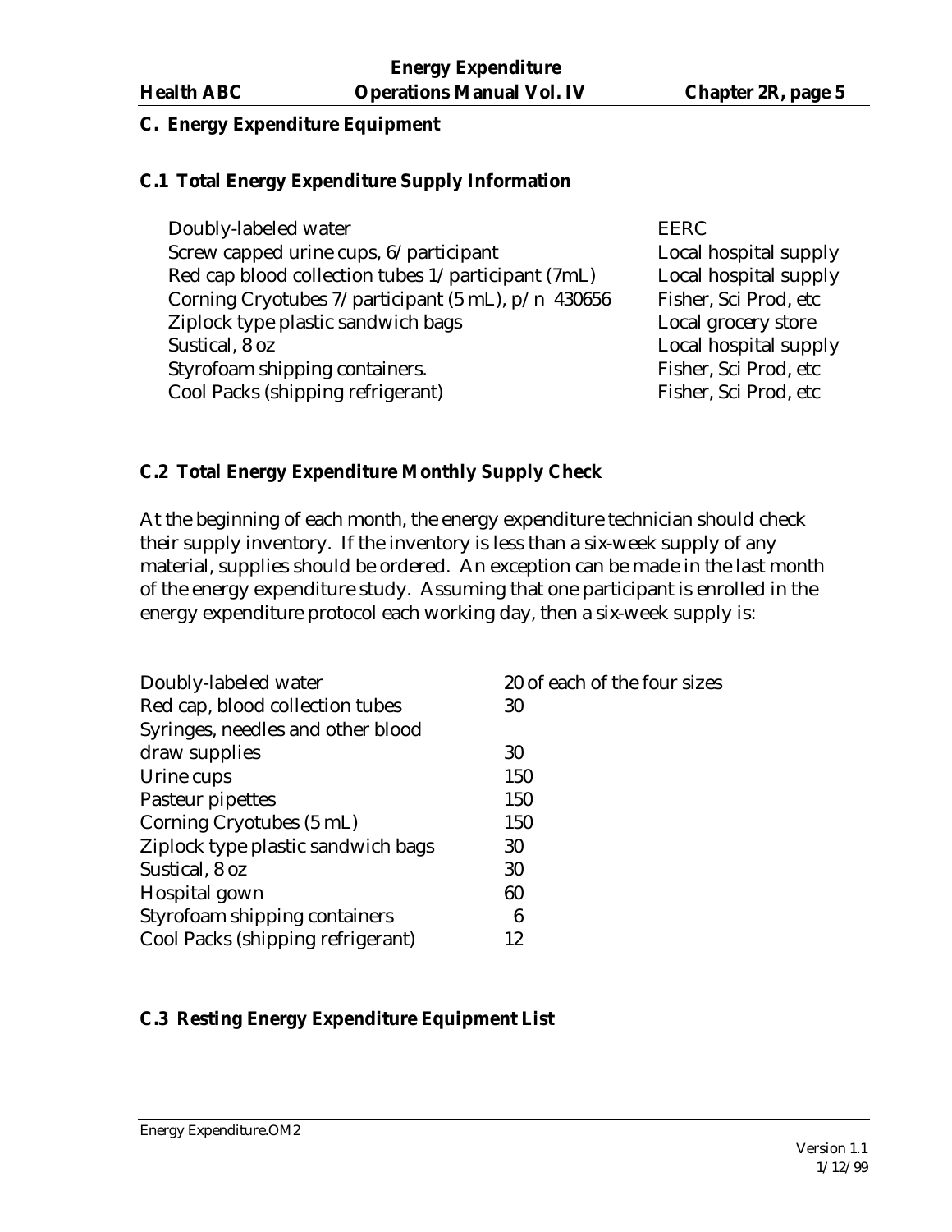## C. Energy Expenditure Equipment

### C.1 Total Energy Expenditure Supply Information

| Item | Source |
|---|---|
| Doubly-labeled water | EERC |
| Screw capped urine cups, 6/participant | Local hospital supply |
| Red cap blood collection tubes 1/participant (7mL) | Local hospital supply |
| Corning Cryotubes 7/participant (5 mL), p/n 430656 | Fisher, Sci Prod, etc |
| Ziplock type plastic sandwich bags | Local grocery store |
| Sustical, 8 oz | Local hospital supply |
| Styrofoam shipping containers. | Fisher, Sci Prod, etc |
| Cool Packs (shipping refrigerant) | Fisher, Sci Prod, etc |

### C.2 Total Energy Expenditure Monthly Supply Check

At the beginning of each month, the energy expenditure technician should check their supply inventory. If the inventory is less than a six-week supply of any material, supplies should be ordered. An exception can be made in the last month of the energy expenditure study. Assuming that one participant is enrolled in the energy expenditure protocol each working day, then a six-week supply is:

| Item | Quantity |
|---|---|
| Doubly-labeled water | 20 of each of the four sizes |
| Red cap, blood collection tubes | 30 |
| Syringes, needles and other blood draw supplies | 30 |
| Urine cups | 150 |
| Pasteur pipettes | 150 |
| Corning Cryotubes (5 mL) | 150 |
| Ziplock type plastic sandwich bags | 30 |
| Sustical, 8 oz | 30 |
| Hospital gown | 60 |
| Styrofoam shipping containers | 6 |
| Cool Packs (shipping refrigerant) | 12 |

### C.3 Resting Energy Expenditure Equipment List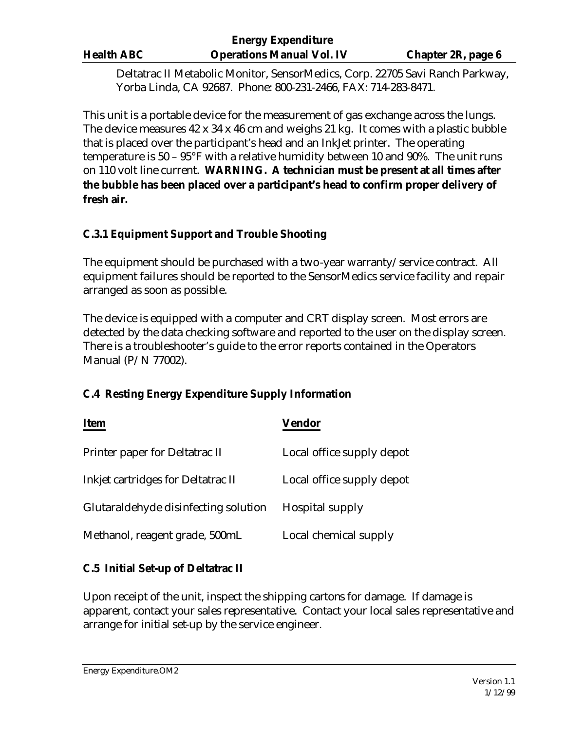Deltatrac II Metabolic Monitor, SensorMedics, Corp. 22705 Savi Ranch Parkway, Yorba Linda, CA 92687. Phone: 800-231-2466, FAX: 714-283-8471.

This unit is a portable device for the measurement of gas exchange across the lungs. The device measures 42 x 34 x 46 cm and weighs 21 kg. It comes with a plastic bubble that is placed over the participant's head and an InkJet printer. The operating temperature is 50 – 95°F with a relative humidity between 10 and 90%. The unit runs on 110 volt line current. **WARNING. A technician must be present at all times after the bubble has been placed over a participant's head to confirm proper delivery of fresh air.**

### C.3.1 Equipment Support and Trouble Shooting

The equipment should be purchased with a two-year warranty/service contract. All equipment failures should be reported to the SensorMedics service facility and repair arranged as soon as possible.

The device is equipped with a computer and CRT display screen. Most errors are detected by the data checking software and reported to the user on the display screen. There is a troubleshooter's guide to the error reports contained in the Operators Manual (P/N 77002).

## C.4 Resting Energy Expenditure Supply Information

| Item | Vendor |
|---|---|
| Printer paper for Deltatrac II | Local office supply depot |
| Inkjet cartridges for Deltatrac II | Local office supply depot |
| Glutaraldehyde disinfecting solution | Hospital supply |
| Methanol, reagent grade, 500mL | Local chemical supply |

## C.5 Initial Set-up of Deltatrac II

Upon receipt of the unit, inspect the shipping cartons for damage. If damage is apparent, contact your sales representative. Contact your local sales representative and arrange for initial set-up by the service engineer.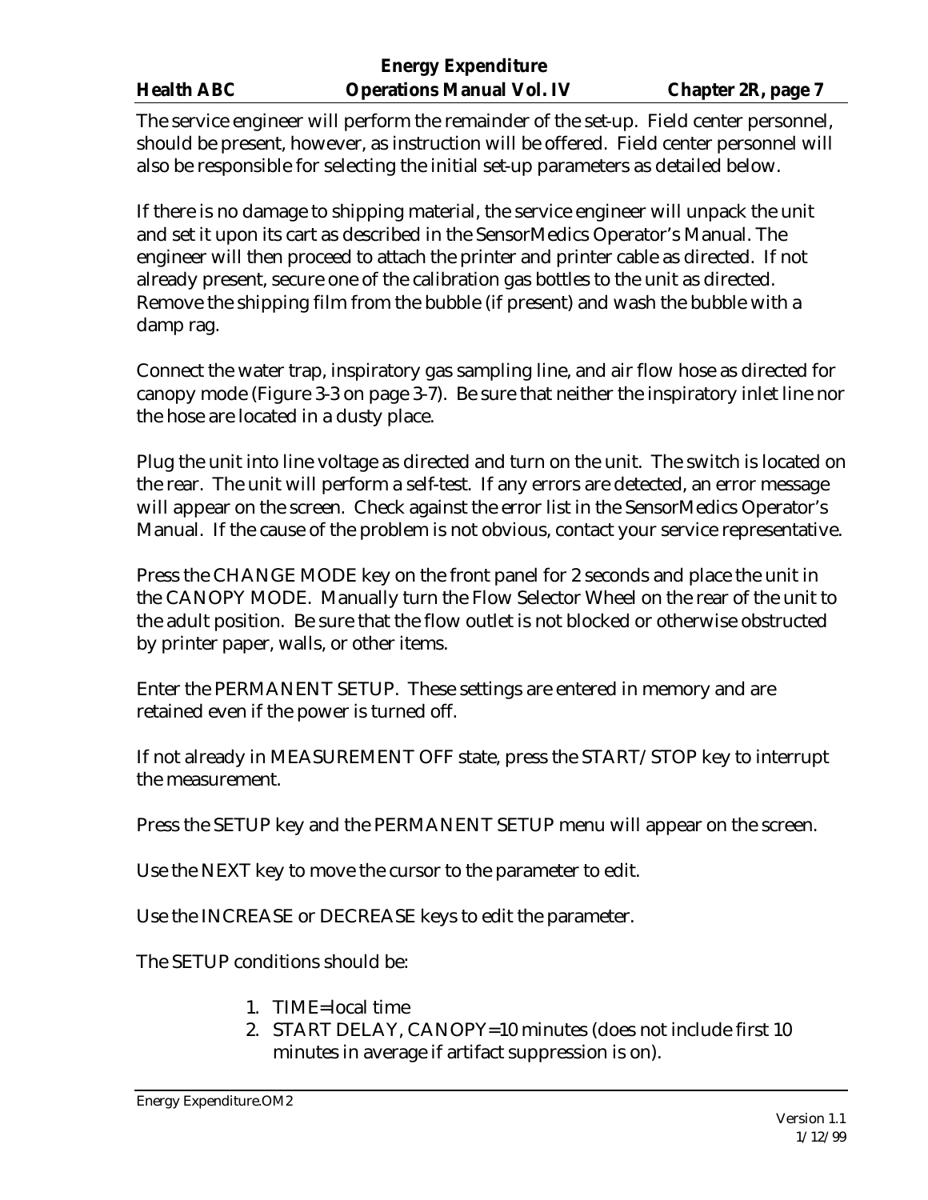The service engineer will perform the remainder of the set-up. Field center personnel, should be present, however, as instruction will be offered. Field center personnel will also be responsible for selecting the initial set-up parameters as detailed below.

If there is no damage to shipping material, the service engineer will unpack the unit and set it upon its cart as described in the SensorMedics Operator's Manual. The engineer will then proceed to attach the printer and printer cable as directed. If not already present, secure one of the calibration gas bottles to the unit as directed. Remove the shipping film from the bubble (if present) and wash the bubble with a damp rag.

Connect the water trap, inspiratory gas sampling line, and air flow hose as directed for canopy mode (Figure 3-3 on page 3-7). Be sure that neither the inspiratory inlet line nor the hose are located in a dusty place.

Plug the unit into line voltage as directed and turn on the unit. The switch is located on the rear. The unit will perform a self-test. If any errors are detected, an error message will appear on the screen. Check against the error list in the SensorMedics Operator's Manual. If the cause of the problem is not obvious, contact your service representative.

Press the CHANGE MODE key on the front panel for 2 seconds and place the unit in the CANOPY MODE. Manually turn the Flow Selector Wheel on the rear of the unit to the adult position. Be sure that the flow outlet is not blocked or otherwise obstructed by printer paper, walls, or other items.

Enter the PERMANENT SETUP. These settings are entered in memory and are retained even if the power is turned off.

If not already in MEASUREMENT OFF state, press the START/STOP key to interrupt the measurement.

Press the SETUP key and the PERMANENT SETUP menu will appear on the screen.

Use the NEXT key to move the cursor to the parameter to edit.

Use the INCREASE or DECREASE keys to edit the parameter.

The SETUP conditions should be:

1. TIME=local time
2. START DELAY, CANOPY=10 minutes (does not include first 10 minutes in average if artifact suppression is on).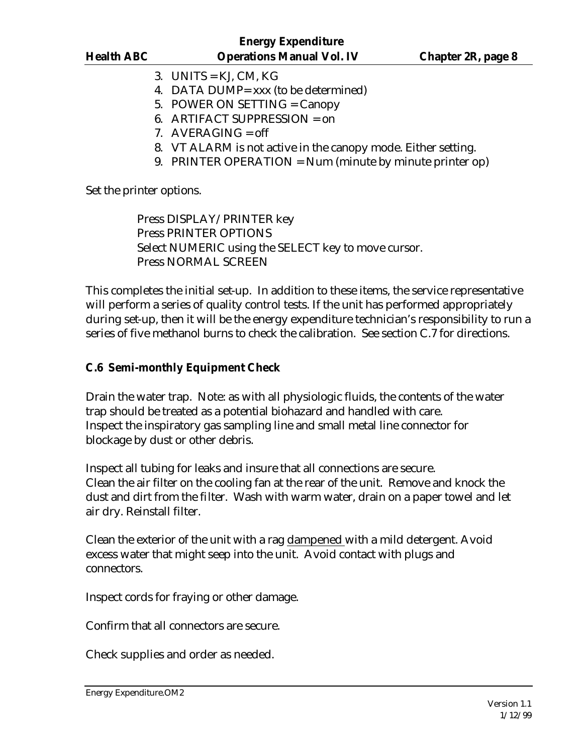3. UNITS = KJ, CM, KG
4. DATA DUMP= xxx (to be determined)
5. POWER ON SETTING = Canopy
6. ARTIFACT SUPPRESSION = on
7. AVERAGING = off
8. VT ALARM is not active in the canopy mode. Either setting.
9. PRINTER OPERATION = Num (minute by minute printer op)

Set the printer options.

Press DISPLAY/PRINTER key
Press PRINTER OPTIONS
Select NUMERIC using the SELECT key to move cursor.
Press NORMAL SCREEN

This completes the initial set-up. In addition to these items, the service representative will perform a series of quality control tests. If the unit has performed appropriately during set-up, then it will be the energy expenditure technician's responsibility to run a series of five methanol burns to check the calibration. See section C.7 for directions.

### C.6 Semi-monthly Equipment Check

Drain the water trap. Note: as with all physiologic fluids, the contents of the water trap should be treated as a potential biohazard and handled with care.
Inspect the inspiratory gas sampling line and small metal line connector for blockage by dust or other debris.

Inspect all tubing for leaks and insure that all connections are secure.
Clean the air filter on the cooling fan at the rear of the unit. Remove and knock the dust and dirt from the filter. Wash with warm water, drain on a paper towel and let air dry. Reinstall filter.

Clean the exterior of the unit with a rag dampened with a mild detergent. Avoid excess water that might seep into the unit. Avoid contact with plugs and connectors.

Inspect cords for fraying or other damage.

Confirm that all connectors are secure.

Check supplies and order as needed.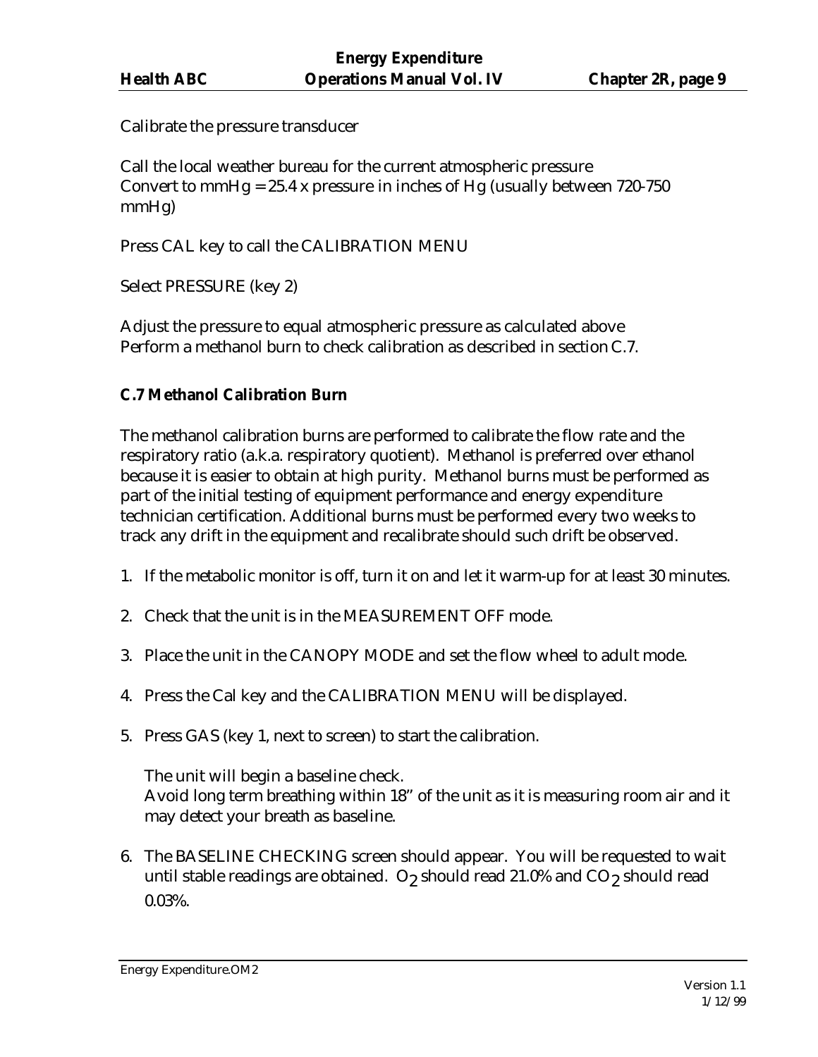Calibrate the pressure transducer

Call the local weather bureau for the current atmospheric pressure
Convert to mmHg = 25.4 x pressure in inches of Hg (usually between 720-750 mmHg)

Press CAL key to call the CALIBRATION MENU

Select PRESSURE (key 2)

Adjust the pressure to equal atmospheric pressure as calculated above
Perform a methanol burn to check calibration as described in section C.7.

**C.7 Methanol Calibration Burn**

The methanol calibration burns are performed to calibrate the flow rate and the respiratory ratio (a.k.a. respiratory quotient). Methanol is preferred over ethanol because it is easier to obtain at high purity. Methanol burns must be performed as part of the initial testing of equipment performance and energy expenditure technician certification. Additional burns must be performed every two weeks to track any drift in the equipment and recalibrate should such drift be observed.

1. If the metabolic monitor is off, turn it on and let it warm-up for at least 30 minutes.

2. Check that the unit is in the MEASUREMENT OFF mode.

3. Place the unit in the CANOPY MODE and set the flow wheel to adult mode.

4. Press the Cal key and the CALIBRATION MENU will be displayed.

5. Press GAS (key 1, next to screen) to start the calibration.

   The unit will begin a baseline check.
   Avoid long term breathing within 18" of the unit as it is measuring room air and it may detect your breath as baseline.

6. The BASELINE CHECKING screen should appear. You will be requested to wait until stable readings are obtained. $O_2$ should read 21.0% and $CO_2$ should read 0.03%.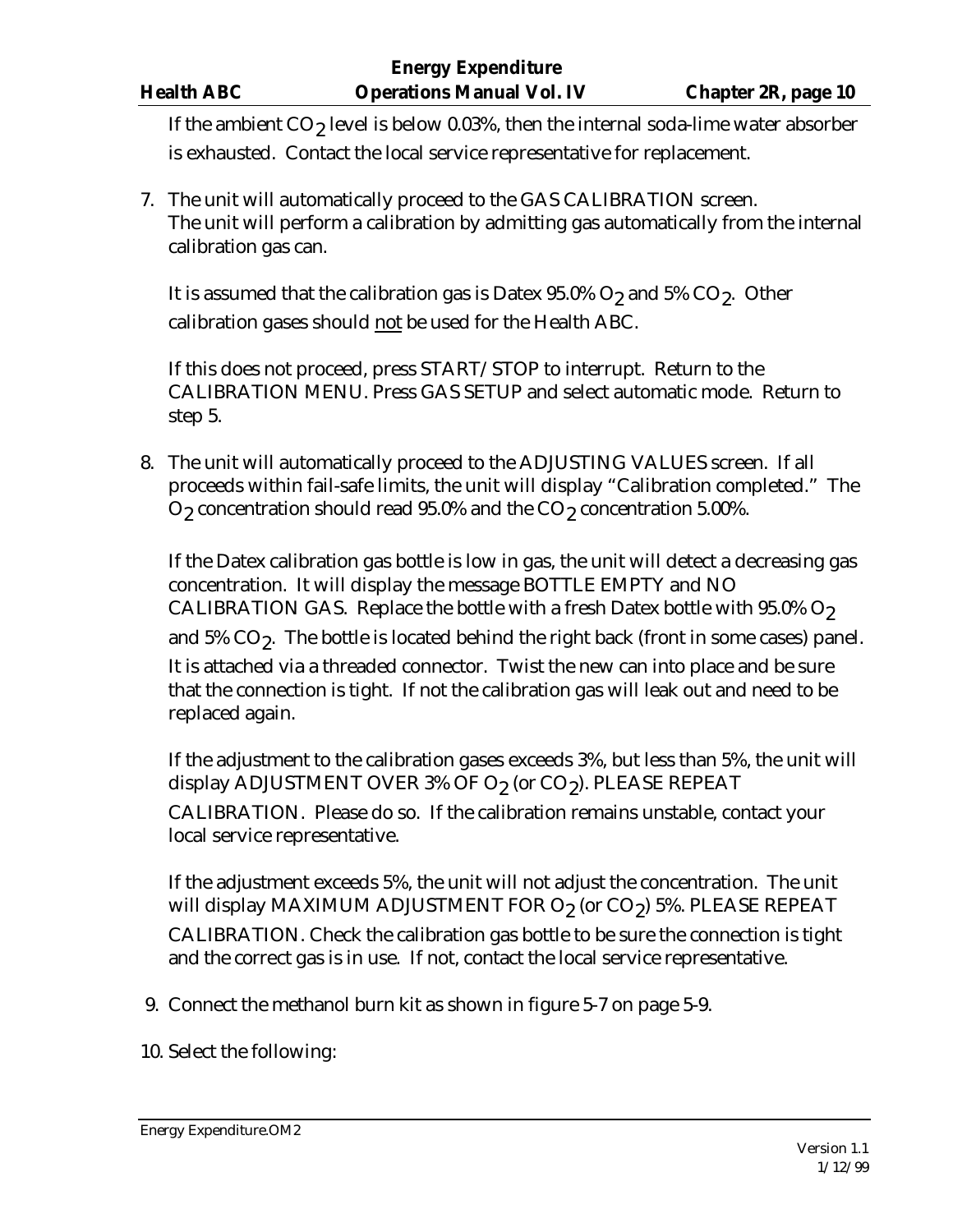If the ambient $CO_2$ level is below 0.03%, then the internal soda-lime water absorber is exhausted. Contact the local service representative for replacement.

7. The unit will automatically proceed to the GAS CALIBRATION screen. The unit will perform a calibration by admitting gas automatically from the internal calibration gas can.

   It is assumed that the calibration gas is Datex 95.0% $O_2$ and 5% $CO_2$. Other calibration gases should <u>not</u> be used for the Health ABC.

   If this does not proceed, press START/STOP to interrupt. Return to the CALIBRATION MENU. Press GAS SETUP and select automatic mode. Return to step 5.

8. The unit will automatically proceed to the ADJUSTING VALUES screen. If all proceeds within fail-safe limits, the unit will display "Calibration completed." The $O_2$ concentration should read 95.0% and the $CO_2$ concentration 5.00%.

   If the Datex calibration gas bottle is low in gas, the unit will detect a decreasing gas concentration. It will display the message BOTTLE EMPTY and NO CALIBRATION GAS. Replace the bottle with a fresh Datex bottle with 95.0% $O_2$ and 5% $CO_2$. The bottle is located behind the right back (front in some cases) panel. It is attached via a threaded connector. Twist the new can into place and be sure that the connection is tight. If not the calibration gas will leak out and need to be replaced again.

   If the adjustment to the calibration gases exceeds 3%, but less than 5%, the unit will display ADJUSTMENT OVER 3% OF $O_2$ (or $CO_2$). PLEASE REPEAT CALIBRATION. Please do so. If the calibration remains unstable, contact your local service representative.

   If the adjustment exceeds 5%, the unit will not adjust the concentration. The unit will display MAXIMUM ADJUSTMENT FOR $O_2$ (or $CO_2$) 5%. PLEASE REPEAT CALIBRATION. Check the calibration gas bottle to be sure the connection is tight and the correct gas is in use. If not, contact the local service representative.

9. Connect the methanol burn kit as shown in figure 5-7 on page 5-9.

10. Select the following: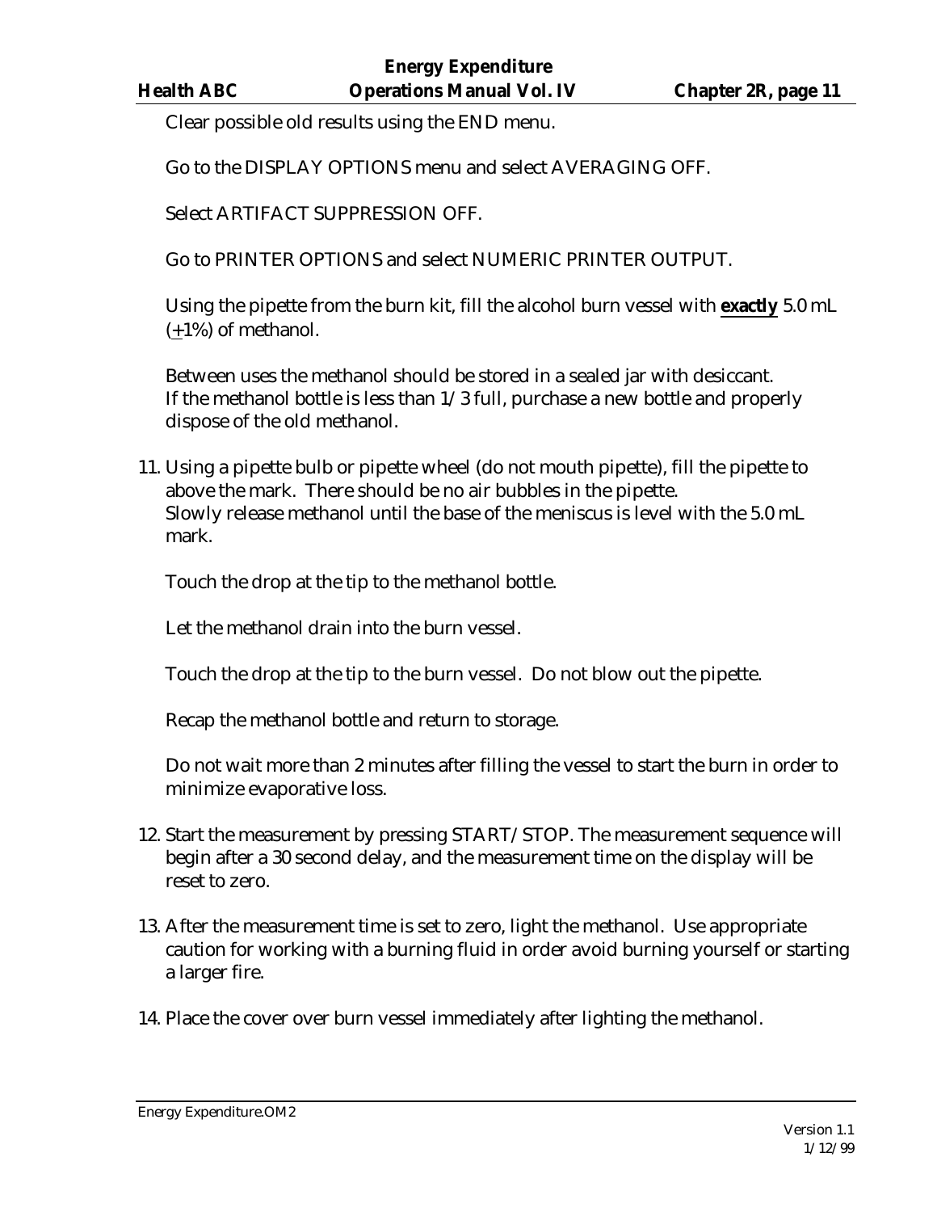Clear possible old results using the END menu.

Go to the DISPLAY OPTIONS menu and select AVERAGING OFF.

Select ARTIFACT SUPPRESSION OFF.

Go to PRINTER OPTIONS and select NUMERIC PRINTER OUTPUT.

Using the pipette from the burn kit, fill the alcohol burn vessel with **exactly** 5.0 mL ($\pm$1%) of methanol.

Between uses the methanol should be stored in a sealed jar with desiccant. If the methanol bottle is less than 1/3 full, purchase a new bottle and properly dispose of the old methanol.

11. Using a pipette bulb or pipette wheel (do not mouth pipette), fill the pipette to above the mark. There should be no air bubbles in the pipette. Slowly release methanol until the base of the meniscus is level with the 5.0 mL mark.

    Touch the drop at the tip to the methanol bottle.

    Let the methanol drain into the burn vessel.

    Touch the drop at the tip to the burn vessel. Do not blow out the pipette.

    Recap the methanol bottle and return to storage.

    Do not wait more than 2 minutes after filling the vessel to start the burn in order to minimize evaporative loss.

12. Start the measurement by pressing START/STOP. The measurement sequence will begin after a 30 second delay, and the measurement time on the display will be reset to zero.

13. After the measurement time is set to zero, light the methanol. Use appropriate caution for working with a burning fluid in order avoid burning yourself or starting a larger fire.

14. Place the cover over burn vessel immediately after lighting the methanol.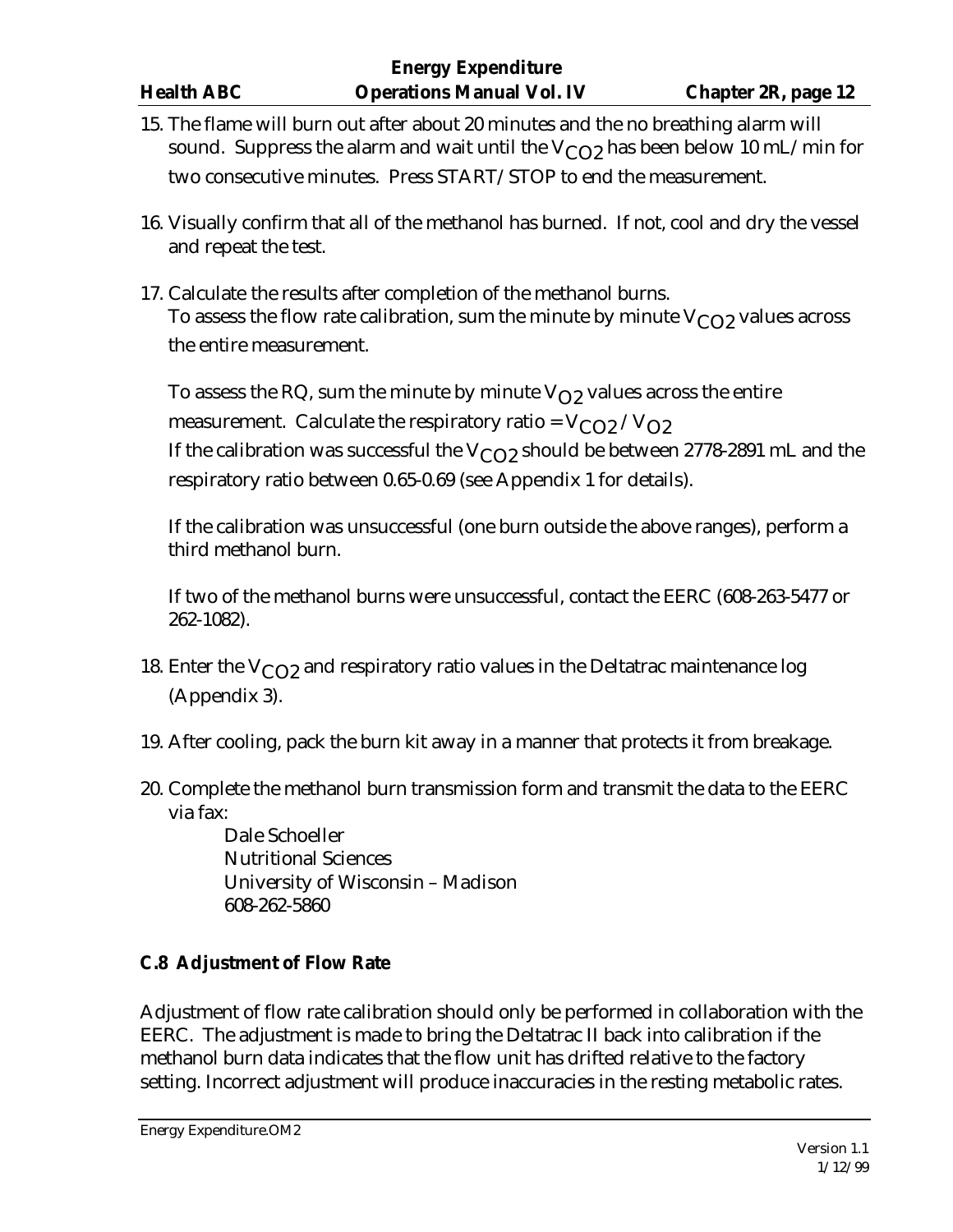15. The flame will burn out after about 20 minutes and the no breathing alarm will sound. Suppress the alarm and wait until the $V_{CO2}$ has been below 10 mL/min for two consecutive minutes. Press START/STOP to end the measurement.

16. Visually confirm that all of the methanol has burned. If not, cool and dry the vessel and repeat the test.

17. Calculate the results after completion of the methanol burns.
    To assess the flow rate calibration, sum the minute by minute $V_{CO2}$ values across the entire measurement.

    To assess the RQ, sum the minute by minute $V_{O2}$ values across the entire measurement. Calculate the respiratory ratio = $V_{CO2} / V_{O2}$
    If the calibration was successful the $V_{CO2}$ should be between 2778-2891 mL and the respiratory ratio between 0.65-0.69 (see Appendix 1 for details).

    If the calibration was unsuccessful (one burn outside the above ranges), perform a third methanol burn.

    If two of the methanol burns were unsuccessful, contact the EERC (608-263-5477 or 262-1082).

18. Enter the $V_{CO2}$ and respiratory ratio values in the Deltatrac maintenance log (Appendix 3).

19. After cooling, pack the burn kit away in a manner that protects it from breakage.

20. Complete the methanol burn transmission form and transmit the data to the EERC via fax:

    Dale Schoeller
    Nutritional Sciences
    University of Wisconsin – Madison
    608-262-5860

### C.8 Adjustment of Flow Rate

Adjustment of flow rate calibration should only be performed in collaboration with the EERC. The adjustment is made to bring the Deltatrac II back into calibration if the methanol burn data indicates that the flow unit has drifted relative to the factory setting. Incorrect adjustment will produce inaccuracies in the resting metabolic rates.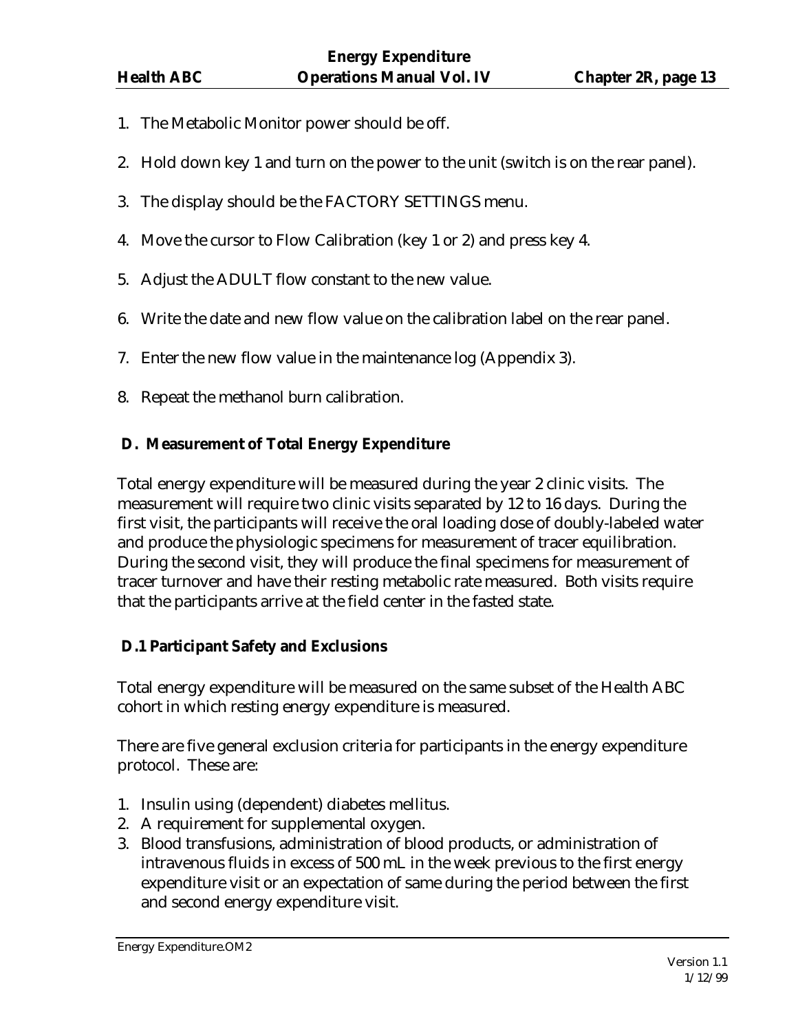1. The Metabolic Monitor power should be off.

2. Hold down key 1 and turn on the power to the unit (switch is on the rear panel).

3. The display should be the FACTORY SETTINGS menu.

4. Move the cursor to Flow Calibration (key 1 or 2) and press key 4.

5. Adjust the ADULT flow constant to the new value.

6. Write the date and new flow value on the calibration label on the rear panel.

7. Enter the new flow value in the maintenance log (Appendix 3).

8. Repeat the methanol burn calibration.

## D. Measurement of Total Energy Expenditure

Total energy expenditure will be measured during the year 2 clinic visits. The measurement will require two clinic visits separated by 12 to 16 days. During the first visit, the participants will receive the oral loading dose of doubly-labeled water and produce the physiologic specimens for measurement of tracer equilibration. During the second visit, they will produce the final specimens for measurement of tracer turnover and have their resting metabolic rate measured. Both visits require that the participants arrive at the field center in the fasted state.

### D.1 Participant Safety and Exclusions

Total energy expenditure will be measured on the same subset of the Health ABC cohort in which resting energy expenditure is measured.

There are five general exclusion criteria for participants in the energy expenditure protocol. These are:

1. Insulin using (dependent) diabetes mellitus.
2. A requirement for supplemental oxygen.
3. Blood transfusions, administration of blood products, or administration of intravenous fluids in excess of 500 mL in the week previous to the first energy expenditure visit or an expectation of same during the period between the first and second energy expenditure visit.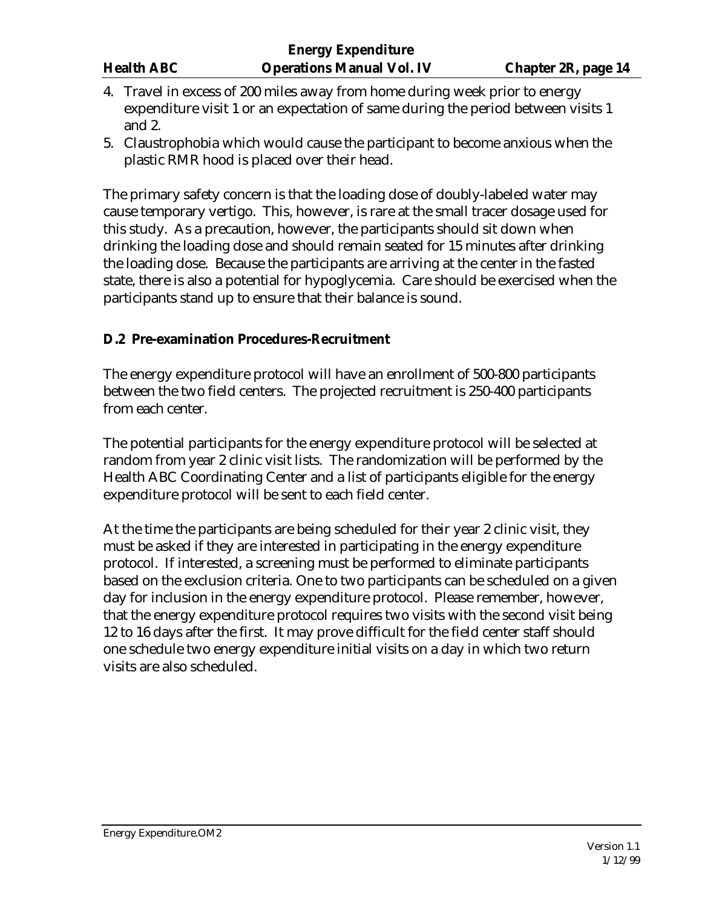4. Travel in excess of 200 miles away from home during week prior to energy expenditure visit 1 or an expectation of same during the period between visits 1 and 2.
5. Claustrophobia which would cause the participant to become anxious when the plastic RMR hood is placed over their head.

The primary safety concern is that the loading dose of doubly-labeled water may cause temporary vertigo. This, however, is rare at the small tracer dosage used for this study. As a precaution, however, the participants should sit down when drinking the loading dose and should remain seated for 15 minutes after drinking the loading dose. Because the participants are arriving at the center in the fasted state, there is also a potential for hypoglycemia. Care should be exercised when the participants stand up to ensure that their balance is sound.

### D.2 Pre-examination Procedures-Recruitment

The energy expenditure protocol will have an enrollment of 500-800 participants between the two field centers. The projected recruitment is 250-400 participants from each center.

The potential participants for the energy expenditure protocol will be selected at random from year 2 clinic visit lists. The randomization will be performed by the Health ABC Coordinating Center and a list of participants eligible for the energy expenditure protocol will be sent to each field center.

At the time the participants are being scheduled for their year 2 clinic visit, they must be asked if they are interested in participating in the energy expenditure protocol. If interested, a screening must be performed to eliminate participants based on the exclusion criteria. One to two participants can be scheduled on a given day for inclusion in the energy expenditure protocol. Please remember, however, that the energy expenditure protocol requires two visits with the second visit being 12 to 16 days after the first. It may prove difficult for the field center staff should one schedule two energy expenditure initial visits on a day in which two return visits are also scheduled.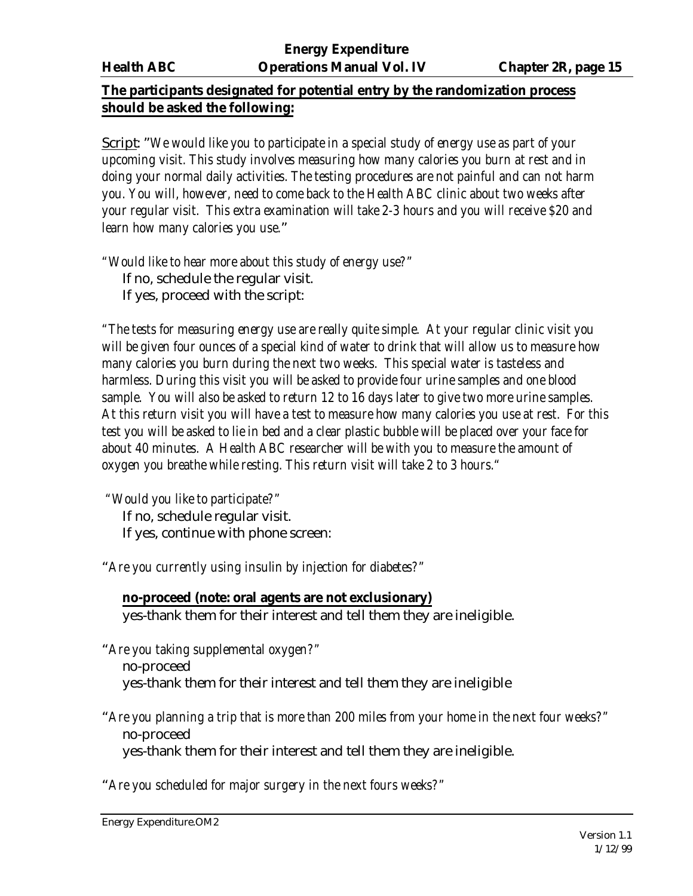**<u>The participants designated for potential entry by the randomization process should be asked the following:</u>**

<u>Script</u>: "*We would like you to participate in a special study of energy use as part of your upcoming visit. This study involves measuring how many calories you burn at rest and in doing your normal daily activities. The testing procedures are not painful and can not harm you. You will, however, need to come back to the Health ABC clinic about two weeks after your regular visit. This extra examination will take 2-3 hours and you will receive $20 and learn how many calories you use.*"

"*Would like to hear more about this study of energy use?*"

If no, schedule the regular visit.
If yes, proceed with the script:

"*The tests for measuring energy use are really quite simple. At your regular clinic visit you will be given four ounces of a special kind of water to drink that will allow us to measure how many calories you burn during the next two weeks. This special water is tasteless and harmless. During this visit you will be asked to provide four urine samples and one blood sample. You will also be asked to return 12 to 16 days later to give two more urine samples. At this return visit you will have a test to measure how many calories you use at rest. For this test you will be asked to lie in bed and a clear plastic bubble will be placed over your face for about 40 minutes. A Health ABC researcher will be with you to measure the amount of oxygen you breathe while resting. This return visit will take 2 to 3 hours.*"

"*Would you like to participate?*"

If no, schedule regular visit.
If yes, continue with phone screen:

"*Are you currently using insulin by injection for diabetes?*"

**<u>no-proceed (note: oral agents are not exclusionary)</u>**
yes-thank them for their interest and tell them they are ineligible.

"*Are you taking supplemental oxygen?*"

no-proceed
yes-thank them for their interest and tell them they are ineligible

"*Are you planning a trip that is more than 200 miles from your home in the next four weeks?*"

no-proceed
yes-thank them for their interest and tell them they are ineligible.

"*Are you scheduled for major surgery in the next fours weeks?*"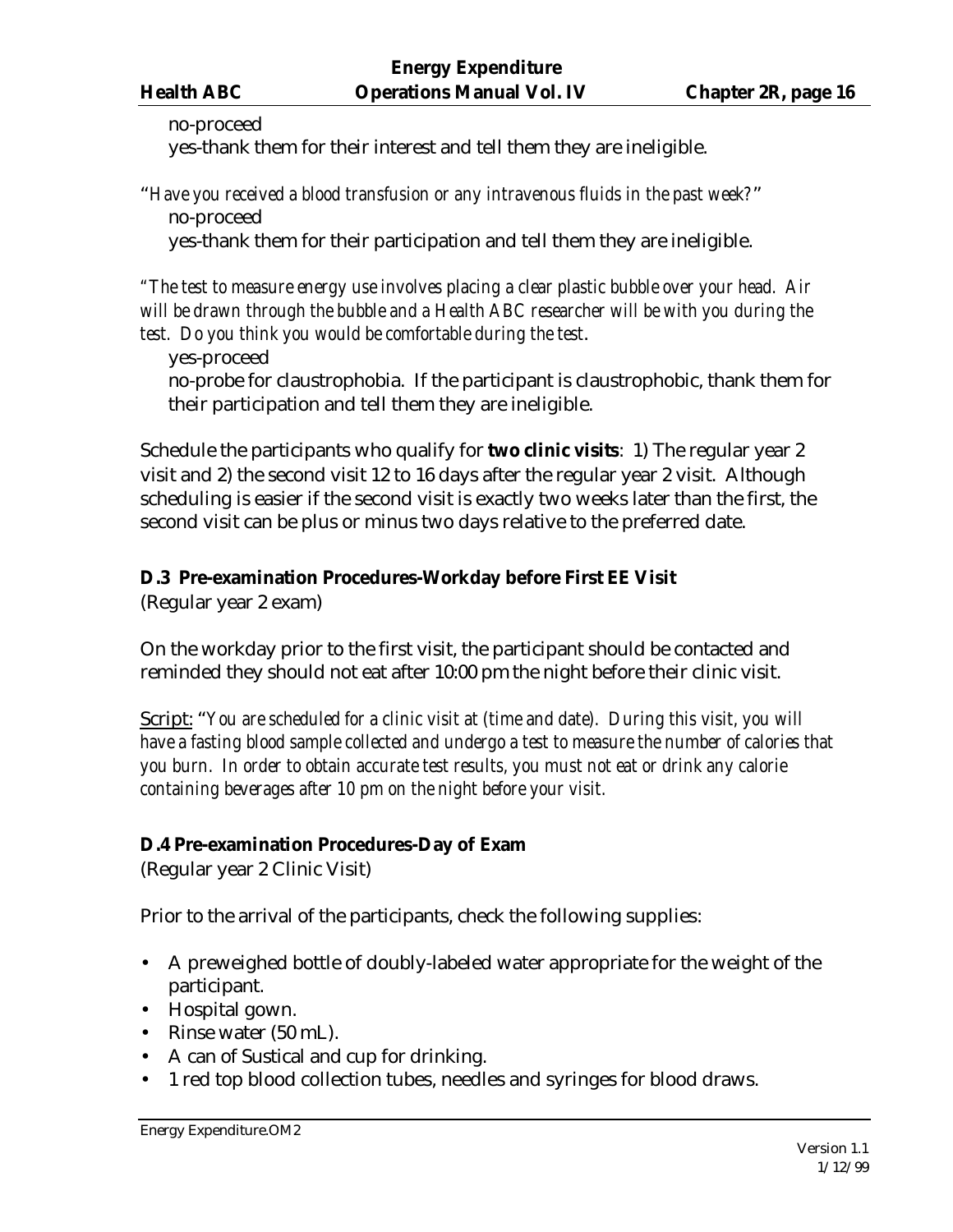no-proceed

yes-thank them for their interest and tell them they are ineligible.

"*Have you received a blood transfusion or any intravenous fluids in the past week?*"

no-proceed

yes-thank them for their participation and tell them they are ineligible.

"*The test to measure energy use involves placing a clear plastic bubble over your head. Air will be drawn through the bubble and a Health ABC researcher will be with you during the test. Do you think you would be comfortable during the test*.

yes-proceed

no-probe for claustrophobia. If the participant is claustrophobic, thank them for their participation and tell them they are ineligible.

Schedule the participants who qualify for **two clinic visits**: 1) The regular year 2 visit and 2) the second visit 12 to 16 days after the regular year 2 visit. Although scheduling is easier if the second visit is exactly two weeks later than the first, the second visit can be plus or minus two days relative to the preferred date.

### D.3 Pre-examination Procedures-Workday before First EE Visit

(Regular year 2 exam)

On the workday prior to the first visit, the participant should be contacted and reminded they should not eat after 10:00 pm the night before their clinic visit.

<u>Script:</u> "*You are scheduled for a clinic visit at (time and date). During this visit, you will have a fasting blood sample collected and undergo a test to measure the number of calories that you burn. In order to obtain accurate test results, you must not eat or drink any calorie containing beverages after 10 pm on the night before your visit.*

### D.4 Pre-examination Procedures-Day of Exam

(Regular year 2 Clinic Visit)

Prior to the arrival of the participants, check the following supplies:

- A preweighed bottle of doubly-labeled water appropriate for the weight of the participant.
- Hospital gown.
- Rinse water (50 mL).
- A can of Sustical and cup for drinking.
- 1 red top blood collection tubes, needles and syringes for blood draws.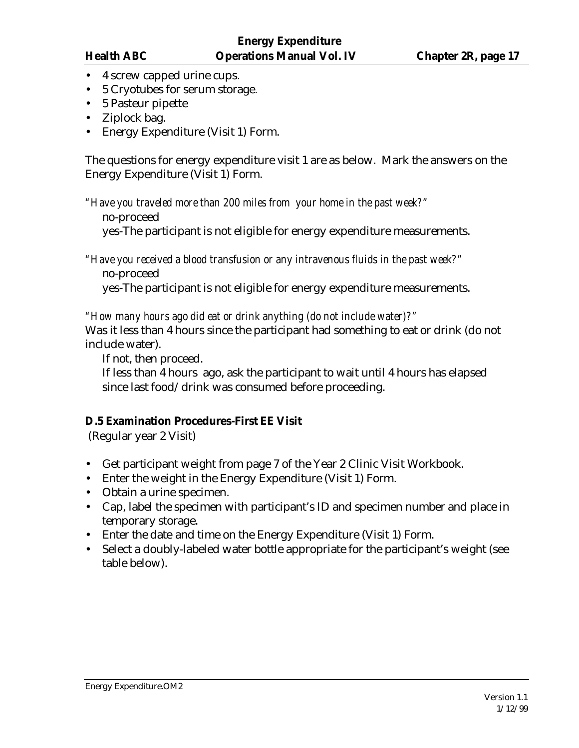- 4 screw capped urine cups.
- 5 Cryotubes for serum storage.
- 5 Pasteur pipette
- Ziplock bag.
- Energy Expenditure (Visit 1) Form.

The questions for energy expenditure visit 1 are as below. Mark the answers on the Energy Expenditure (Visit 1) Form.

*"Have you traveled more than 200 miles from your home in the past week?"*

no-proceed

yes-The participant is not eligible for energy expenditure measurements.

*"Have you received a blood transfusion or any intravenous fluids in the past week?"*

no-proceed

yes-The participant is not eligible for energy expenditure measurements.

*"How many hours ago did eat or drink anything (do not include water)?"*

Was it less than 4 hours since the participant had something to eat or drink (do not include water).

If not, then proceed.

If less than 4 hours ago, ask the participant to wait until 4 hours has elapsed since last food/drink was consumed before proceeding.

**D.5 Examination Procedures-First EE Visit**

(Regular year 2 Visit)

- Get participant weight from page 7 of the Year 2 Clinic Visit Workbook.
- Enter the weight in the Energy Expenditure (Visit 1) Form.
- Obtain a urine specimen.
- Cap, label the specimen with participant's ID and specimen number and place in temporary storage.
- Enter the date and time on the Energy Expenditure (Visit 1) Form.
- Select a doubly-labeled water bottle appropriate for the participant's weight (see table below).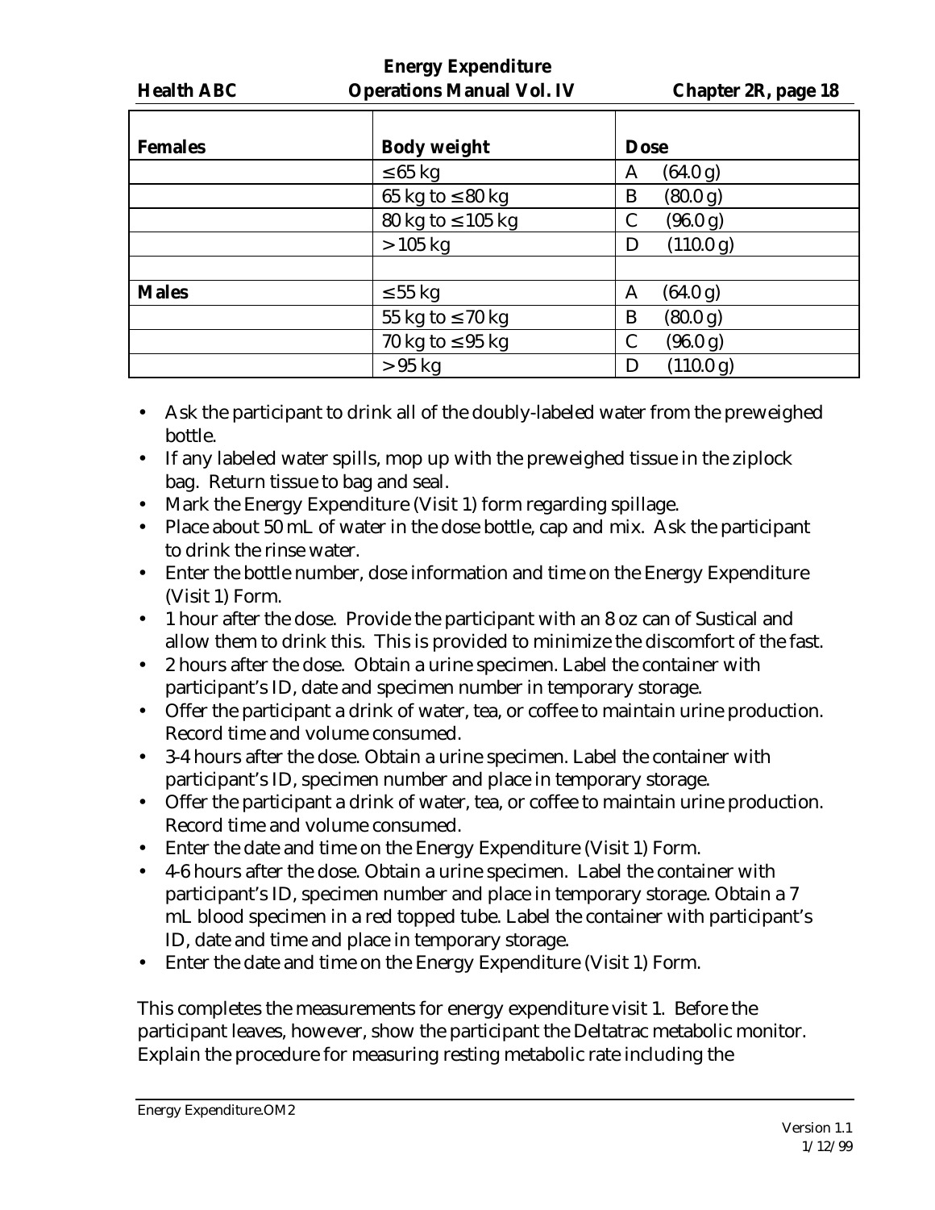| Females | Body weight | Dose |
|---|---|---|
| | ≤ 65 kg | A (64.0 g) |
| | 65 kg to ≤ 80 kg | B (80.0 g) |
| | 80 kg to ≤ 105 kg | C (96.0 g) |
| | > 105 kg | D (110.0 g) |
| | | |
| **Males** | ≤ 55 kg | A (64.0 g) |
| | 55 kg to ≤ 70 kg | B (80.0 g) |
| | 70 kg to ≤ 95 kg | C (96.0 g) |
| | > 95 kg | D (110.0 g) |

- Ask the participant to drink all of the doubly-labeled water from the preweighed bottle.
- If any labeled water spills, mop up with the preweighed tissue in the ziplock bag. Return tissue to bag and seal.
- Mark the Energy Expenditure (Visit 1) form regarding spillage.
- Place about 50 mL of water in the dose bottle, cap and mix. Ask the participant to drink the rinse water.
- Enter the bottle number, dose information and time on the Energy Expenditure (Visit 1) Form.
- 1 hour after the dose. Provide the participant with an 8 oz can of Sustical and allow them to drink this. This is provided to minimize the discomfort of the fast.
- 2 hours after the dose. Obtain a urine specimen. Label the container with participant's ID, date and specimen number in temporary storage.
- Offer the participant a drink of water, tea, or coffee to maintain urine production. Record time and volume consumed.
- 3-4 hours after the dose. Obtain a urine specimen. Label the container with participant's ID, specimen number and place in temporary storage.
- Offer the participant a drink of water, tea, or coffee to maintain urine production. Record time and volume consumed.
- Enter the date and time on the Energy Expenditure (Visit 1) Form.
- 4-6 hours after the dose. Obtain a urine specimen. Label the container with participant's ID, specimen number and place in temporary storage. Obtain a 7 mL blood specimen in a red topped tube. Label the container with participant's ID, date and time and place in temporary storage.
- Enter the date and time on the Energy Expenditure (Visit 1) Form.

This completes the measurements for energy expenditure visit 1. Before the participant leaves, however, show the participant the Deltatrac metabolic monitor. Explain the procedure for measuring resting metabolic rate including the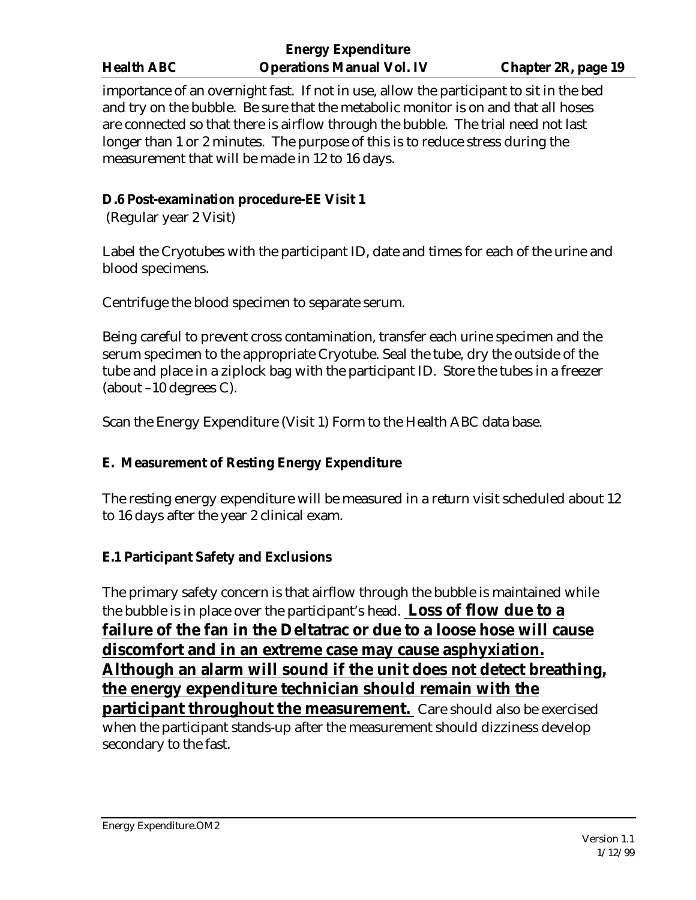importance of an overnight fast. If not in use, allow the participant to sit in the bed and try on the bubble. Be sure that the metabolic monitor is on and that all hoses are connected so that there is airflow through the bubble. The trial need not last longer than 1 or 2 minutes. The purpose of this is to reduce stress during the measurement that will be made in 12 to 16 days.

### D.6 Post-examination procedure-EE Visit 1

(Regular year 2 Visit)

Label the Cryotubes with the participant ID, date and times for each of the urine and blood specimens.

Centrifuge the blood specimen to separate serum.

Being careful to prevent cross contamination, transfer each urine specimen and the serum specimen to the appropriate Cryotube. Seal the tube, dry the outside of the tube and place in a ziplock bag with the participant ID. Store the tubes in a freezer (about –10 degrees C).

Scan the Energy Expenditure (Visit 1) Form to the Health ABC data base.

## E. Measurement of Resting Energy Expenditure

The resting energy expenditure will be measured in a return visit scheduled about 12 to 16 days after the year 2 clinical exam.

### E.1 Participant Safety and Exclusions

The primary safety concern is that airflow through the bubble is maintained while the bubble is in place over the participant's head. **Loss of flow due to a failure of the fan in the Deltatrac or due to a loose hose will cause discomfort and in an extreme case may cause asphyxiation. Although an alarm will sound if the unit does not detect breathing, the energy expenditure technician should remain with the participant throughout the measurement.** Care should also be exercised when the participant stands-up after the measurement should dizziness develop secondary to the fast.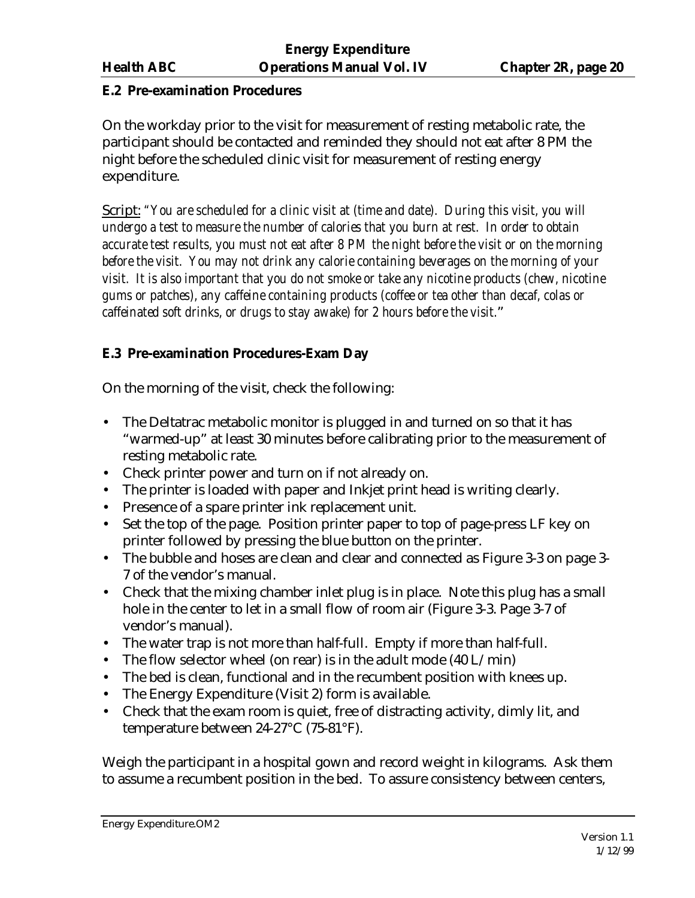## E.2 Pre-examination Procedures

On the workday prior to the visit for measurement of resting metabolic rate, the participant should be contacted and reminded they should not eat after 8 PM the night before the scheduled clinic visit for measurement of resting energy expenditure.

Script: *"You are scheduled for a clinic visit at (time and date). During this visit, you will undergo a test to measure the number of calories that you burn at rest. In order to obtain accurate test results, you must not eat after 8 PM the night before the visit or on the morning before the visit. You may not drink any calorie containing beverages on the morning of your visit. It is also important that you do not smoke or take any nicotine products (chew, nicotine gums or patches), any caffeine containing products (coffee or tea other than decaf, colas or caffeinated soft drinks, or drugs to stay awake) for 2 hours before the visit."*

## E.3 Pre-examination Procedures-Exam Day

On the morning of the visit, check the following:

- The Deltatrac metabolic monitor is plugged in and turned on so that it has "warmed-up" at least 30 minutes before calibrating prior to the measurement of resting metabolic rate.
- Check printer power and turn on if not already on.
- The printer is loaded with paper and Inkjet print head is writing clearly.
- Presence of a spare printer ink replacement unit.
- Set the top of the page. Position printer paper to top of page-press LF key on printer followed by pressing the blue button on the printer.
- The bubble and hoses are clean and clear and connected as Figure 3-3 on page 3-7 of the vendor's manual.
- Check that the mixing chamber inlet plug is in place. Note this plug has a small hole in the center to let in a small flow of room air (Figure 3-3. Page 3-7 of vendor's manual).
- The water trap is not more than half-full. Empty if more than half-full.
- The flow selector wheel (on rear) is in the adult mode (40 L/min)
- The bed is clean, functional and in the recumbent position with knees up.
- The Energy Expenditure (Visit 2) form is available.
- Check that the exam room is quiet, free of distracting activity, dimly lit, and temperature between 24-27°C (75-81°F).

Weigh the participant in a hospital gown and record weight in kilograms. Ask them to assume a recumbent position in the bed. To assure consistency between centers,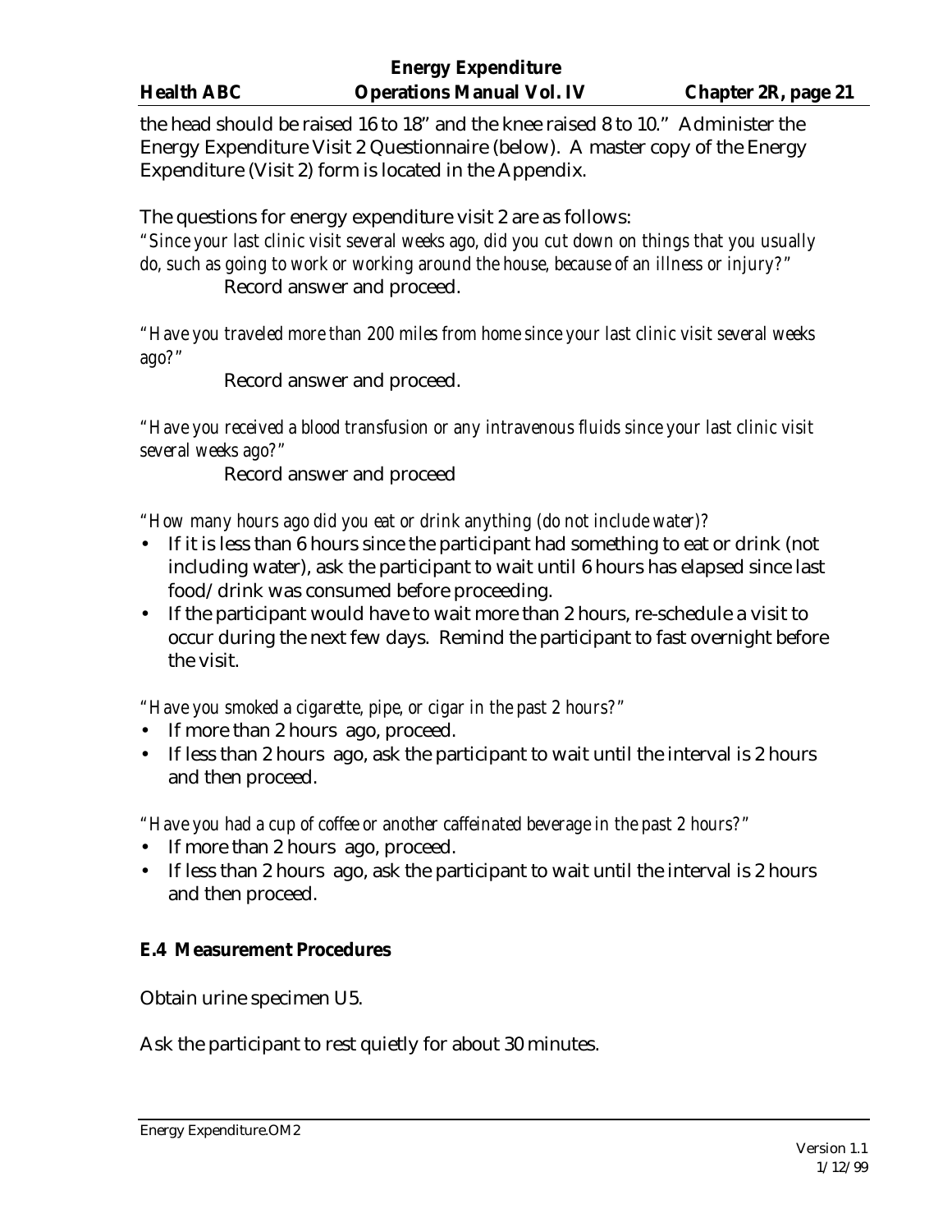the head should be raised 16 to 18" and the knee raised 8 to 10." Administer the Energy Expenditure Visit 2 Questionnaire (below). A master copy of the Energy Expenditure (Visit 2) form is located in the Appendix.

The questions for energy expenditure visit 2 are as follows:

*"Since your last clinic visit several weeks ago, did you cut down on things that you usually do, such as going to work or working around the house, because of an illness or injury?"*

Record answer and proceed.

*"Have you traveled more than 200 miles from home since your last clinic visit several weeks ago?"*

Record answer and proceed.

*"Have you received a blood transfusion or any intravenous fluids since your last clinic visit several weeks ago?"*

Record answer and proceed

*"How many hours ago did you eat or drink anything (do not include water)?*

- If it is less than 6 hours since the participant had something to eat or drink (not including water), ask the participant to wait until 6 hours has elapsed since last food/drink was consumed before proceeding.
- If the participant would have to wait more than 2 hours, re-schedule a visit to occur during the next few days. Remind the participant to fast overnight before the visit.

*"Have you smoked a cigarette, pipe, or cigar in the past 2 hours?"*

- If more than 2 hours ago, proceed.
- If less than 2 hours ago, ask the participant to wait until the interval is 2 hours and then proceed.

*"Have you had a cup of coffee or another caffeinated beverage in the past 2 hours?"*

- If more than 2 hours ago, proceed.
- If less than 2 hours ago, ask the participant to wait until the interval is 2 hours and then proceed.

### E.4 Measurement Procedures

Obtain urine specimen U5.

Ask the participant to rest quietly for about 30 minutes.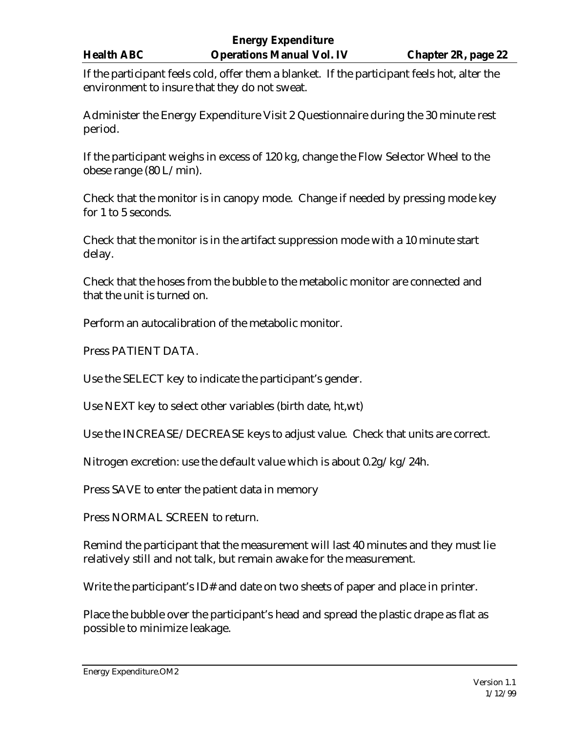If the participant feels cold, offer them a blanket. If the participant feels hot, alter the environment to insure that they do not sweat.

Administer the Energy Expenditure Visit 2 Questionnaire during the 30 minute rest period.

If the participant weighs in excess of 120 kg, change the Flow Selector Wheel to the obese range (80 L/min).

Check that the monitor is in canopy mode. Change if needed by pressing mode key for 1 to 5 seconds.

Check that the monitor is in the artifact suppression mode with a 10 minute start delay.

Check that the hoses from the bubble to the metabolic monitor are connected and that the unit is turned on.

Perform an autocalibration of the metabolic monitor.

Press PATIENT DATA.

Use the SELECT key to indicate the participant's gender.

Use NEXT key to select other variables (birth date, ht,wt)

Use the INCREASE/DECREASE keys to adjust value. Check that units are correct.

Nitrogen excretion: use the default value which is about 0.2g/kg/24h.

Press SAVE to enter the patient data in memory

Press NORMAL SCREEN to return.

Remind the participant that the measurement will last 40 minutes and they must lie relatively still and not talk, but remain awake for the measurement.

Write the participant's ID# and date on two sheets of paper and place in printer.

Place the bubble over the participant's head and spread the plastic drape as flat as possible to minimize leakage.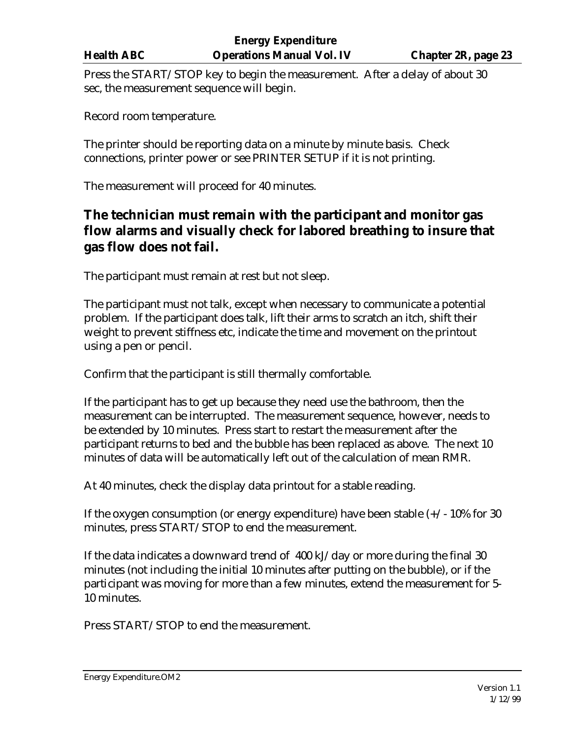Press the START/STOP key to begin the measurement. After a delay of about 30 sec, the measurement sequence will begin.

Record room temperature.

The printer should be reporting data on a minute by minute basis. Check connections, printer power or see PRINTER SETUP if it is not printing.

The measurement will proceed for 40 minutes.

## The technician must remain with the participant and monitor gas flow alarms and visually check for labored breathing to insure that gas flow does not fail.

The participant must remain at rest but not sleep.

The participant must not talk, except when necessary to communicate a potential problem. If the participant does talk, lift their arms to scratch an itch, shift their weight to prevent stiffness etc, indicate the time and movement on the printout using a pen or pencil.

Confirm that the participant is still thermally comfortable.

If the participant has to get up because they need use the bathroom, then the measurement can be interrupted. The measurement sequence, however, needs to be extended by 10 minutes. Press start to restart the measurement after the participant returns to bed and the bubble has been replaced as above. The next 10 minutes of data will be automatically left out of the calculation of mean RMR.

At 40 minutes, check the display data printout for a stable reading.

If the oxygen consumption (or energy expenditure) have been stable (+/- 10% for 30 minutes, press START/STOP to end the measurement.

If the data indicates a downward trend of 400 kJ/day or more during the final 30 minutes (not including the initial 10 minutes after putting on the bubble), or if the participant was moving for more than a few minutes, extend the measurement for 5-10 minutes.

Press START/STOP to end the measurement.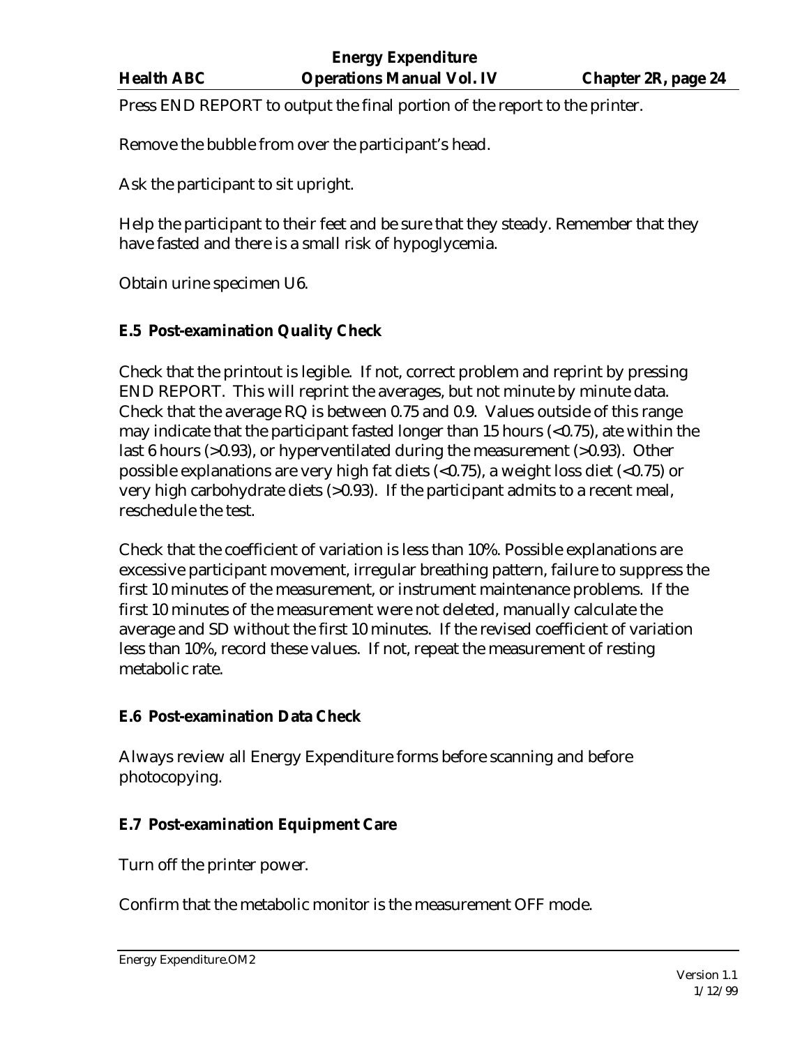Press END REPORT to output the final portion of the report to the printer.

Remove the bubble from over the participant's head.

Ask the participant to sit upright.

Help the participant to their feet and be sure that they steady. Remember that they have fasted and there is a small risk of hypoglycemia.

Obtain urine specimen U6.

### E.5 Post-examination Quality Check

Check that the printout is legible. If not, correct problem and reprint by pressing END REPORT. This will reprint the averages, but not minute by minute data. Check that the average RQ is between 0.75 and 0.9. Values outside of this range may indicate that the participant fasted longer than 15 hours (<0.75), ate within the last 6 hours (>0.93), or hyperventilated during the measurement (>0.93). Other possible explanations are very high fat diets (<0.75), a weight loss diet (<0.75) or very high carbohydrate diets (>0.93). If the participant admits to a recent meal, reschedule the test.

Check that the coefficient of variation is less than 10%. Possible explanations are excessive participant movement, irregular breathing pattern, failure to suppress the first 10 minutes of the measurement, or instrument maintenance problems. If the first 10 minutes of the measurement were not deleted, manually calculate the average and SD without the first 10 minutes. If the revised coefficient of variation less than 10%, record these values. If not, repeat the measurement of resting metabolic rate.

### E.6 Post-examination Data Check

Always review all Energy Expenditure forms before scanning and before photocopying.

### E.7 Post-examination Equipment Care

Turn off the printer power.

Confirm that the metabolic monitor is the measurement OFF mode.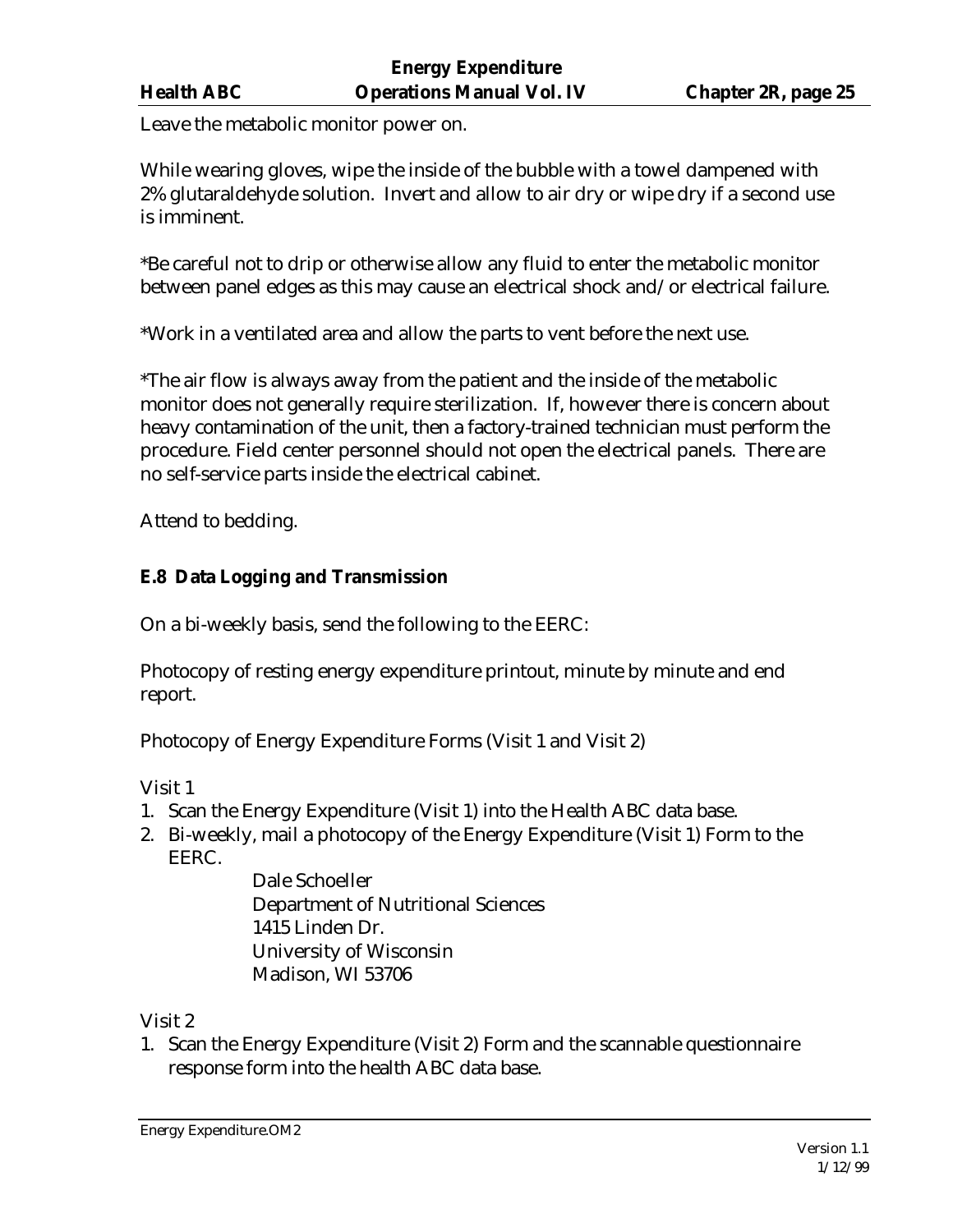Leave the metabolic monitor power on.

While wearing gloves, wipe the inside of the bubble with a towel dampened with 2% glutaraldehyde solution. Invert and allow to air dry or wipe dry if a second use is imminent.

*Be careful not to drip or otherwise allow any fluid to enter the metabolic monitor between panel edges as this may cause an electrical shock and/or electrical failure.

*Work in a ventilated area and allow the parts to vent before the next use.

*The air flow is always away from the patient and the inside of the metabolic monitor does not generally require sterilization. If, however there is concern about heavy contamination of the unit, then a factory-trained technician must perform the procedure. Field center personnel should not open the electrical panels. There are no self-service parts inside the electrical cabinet.

Attend to bedding.

### E.8 Data Logging and Transmission

On a bi-weekly basis, send the following to the EERC:

Photocopy of resting energy expenditure printout, minute by minute and end report.

Photocopy of Energy Expenditure Forms (Visit 1 and Visit 2)

Visit 1

1. Scan the Energy Expenditure (Visit 1) into the Health ABC data base.
2. Bi-weekly, mail a photocopy of the Energy Expenditure (Visit 1) Form to the EERC.

   Dale Schoeller
   Department of Nutritional Sciences
   1415 Linden Dr.
   University of Wisconsin
   Madison, WI 53706

Visit 2

1. Scan the Energy Expenditure (Visit 2) Form and the scannable questionnaire response form into the health ABC data base.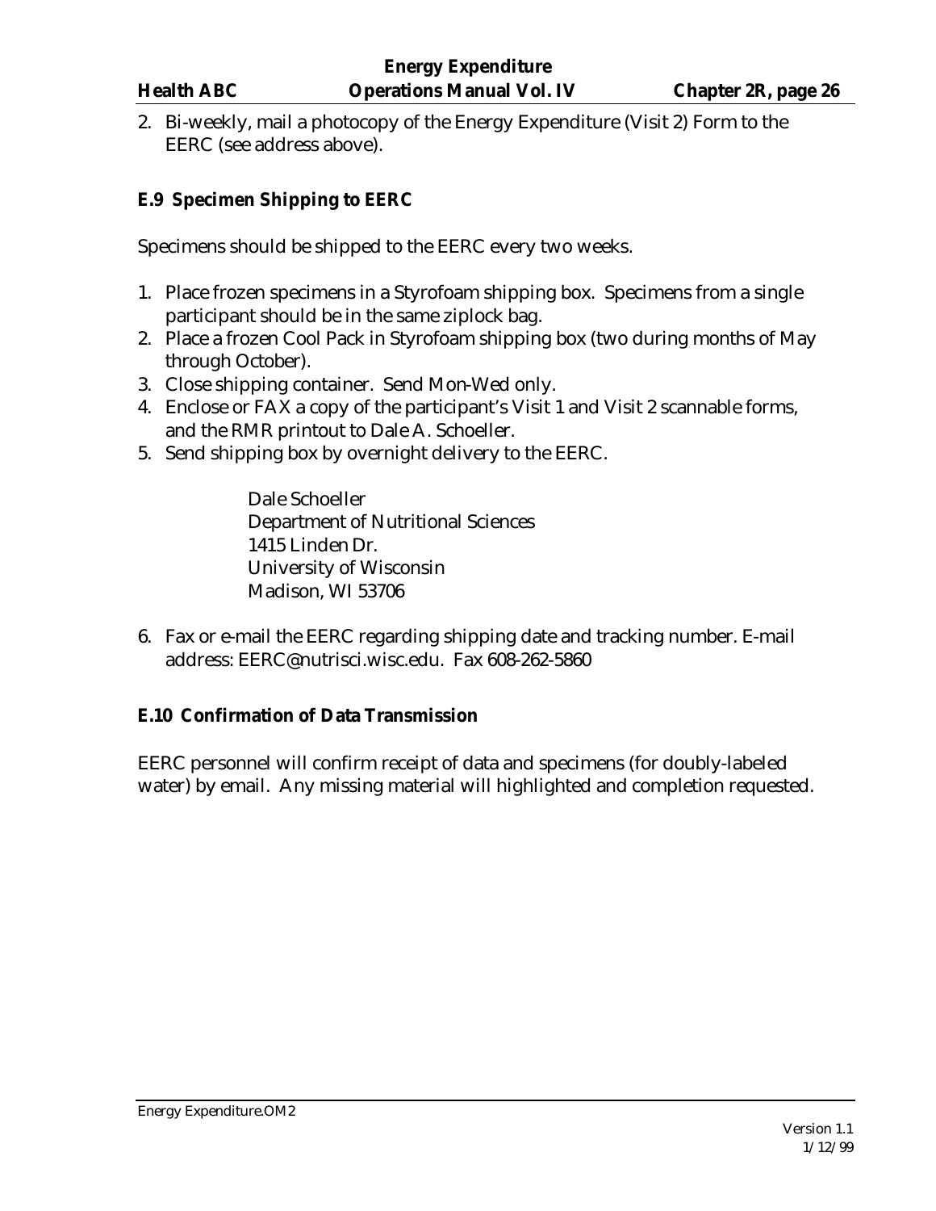2. Bi-weekly, mail a photocopy of the Energy Expenditure (Visit 2) Form to the EERC (see address above).

### E.9 Specimen Shipping to EERC

Specimens should be shipped to the EERC every two weeks.

1. Place frozen specimens in a Styrofoam shipping box. Specimens from a single participant should be in the same ziplock bag.
2. Place a frozen Cool Pack in Styrofoam shipping box (two during months of May through October).
3. Close shipping container. Send Mon-Wed only.
4. Enclose or FAX a copy of the participant's Visit 1 and Visit 2 scannable forms, and the RMR printout to Dale A. Schoeller.
5. Send shipping box by overnight delivery to the EERC.

   Dale Schoeller
   Department of Nutritional Sciences
   1415 Linden Dr.
   University of Wisconsin
   Madison, WI 53706

6. Fax or e-mail the EERC regarding shipping date and tracking number. E-mail address: EERC@nutrisci.wisc.edu. Fax 608-262-5860

### E.10 Confirmation of Data Transmission

EERC personnel will confirm receipt of data and specimens (for doubly-labeled water) by email. Any missing material will highlighted and completion requested.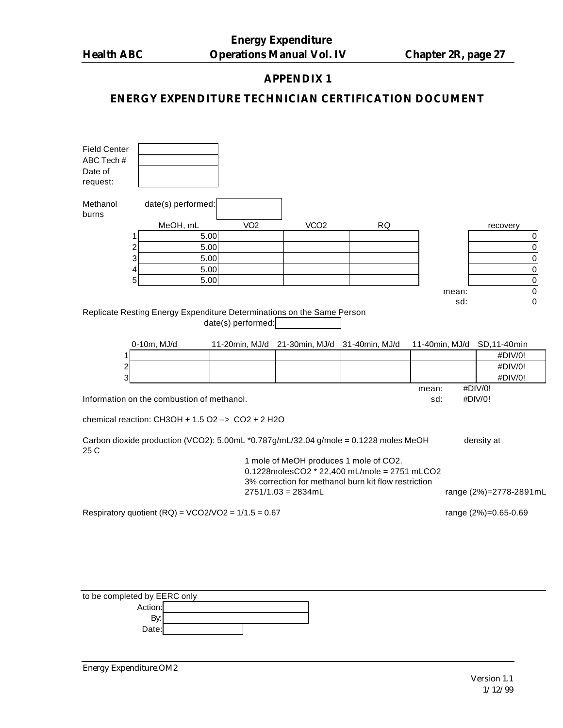## APPENDIX 1

## ENERGY EXPENDITURE TECHNICIAN CERTIFICATION DOCUMENT

| | |
|---|---|
| Field Center | |
| ABC Tech # | |
| Date of request: | |

Methanol burns    date(s) performed:

| | MeOH, mL | VO2 | VCO2 | RQ | | recovery |
|---|---|---|---|---|---|---|
| 1 | 5.00 | | | | | 0 |
| 2 | 5.00 | | | | | 0 |
| 3 | 5.00 | | | | | 0 |
| 4 | 5.00 | | | | | 0 |
| 5 | 5.00 | | | | | 0 |
| | | | | | mean: | 0 |
| | | | | | sd: | 0 |

Replicate Resting Energy Expenditure Determinations on the Same Person

date(s) performed:

| | 0-10m, MJ/d | 11-20min, MJ/d | 21-30min, MJ/d | 31-40min, MJ/d | 11-40min, MJ/d | SD,11-40min |
|---|---|---|---|---|---|---|
| 1 | | | | | | #DIV/0! |
| 2 | | | | | | #DIV/0! |
| 3 | | | | | | #DIV/0! |
| | | | | | mean: | #DIV/0! |
| | | | | | sd: | #DIV/0! |

Information on the combustion of methanol.

chemical reaction: $CH_3OH + 1.5\ O_2 \rightarrow CO_2 + 2\ H_2O$

Carbon dioxide production (VCO2): 5.00mL *0.787g/mL/32.04 g/mole = 0.1228 moles MeOH    density at 25 C

1 mole of MeOH produces 1 mole of $CO_2$.
0.1228molesCO2 * 22,400 mL/mole = 2751 mLCO2
3% correction for methanol burn kit flow restriction
2751/1.03 = 2834mL    range (2%)=2778-2891mL

Respiratory quotient (RQ) = VCO2/VO2 = 1/1.5 = 0.67    range (2%)=0.65-0.69

to be completed by EERC only

Action:
By:
Date: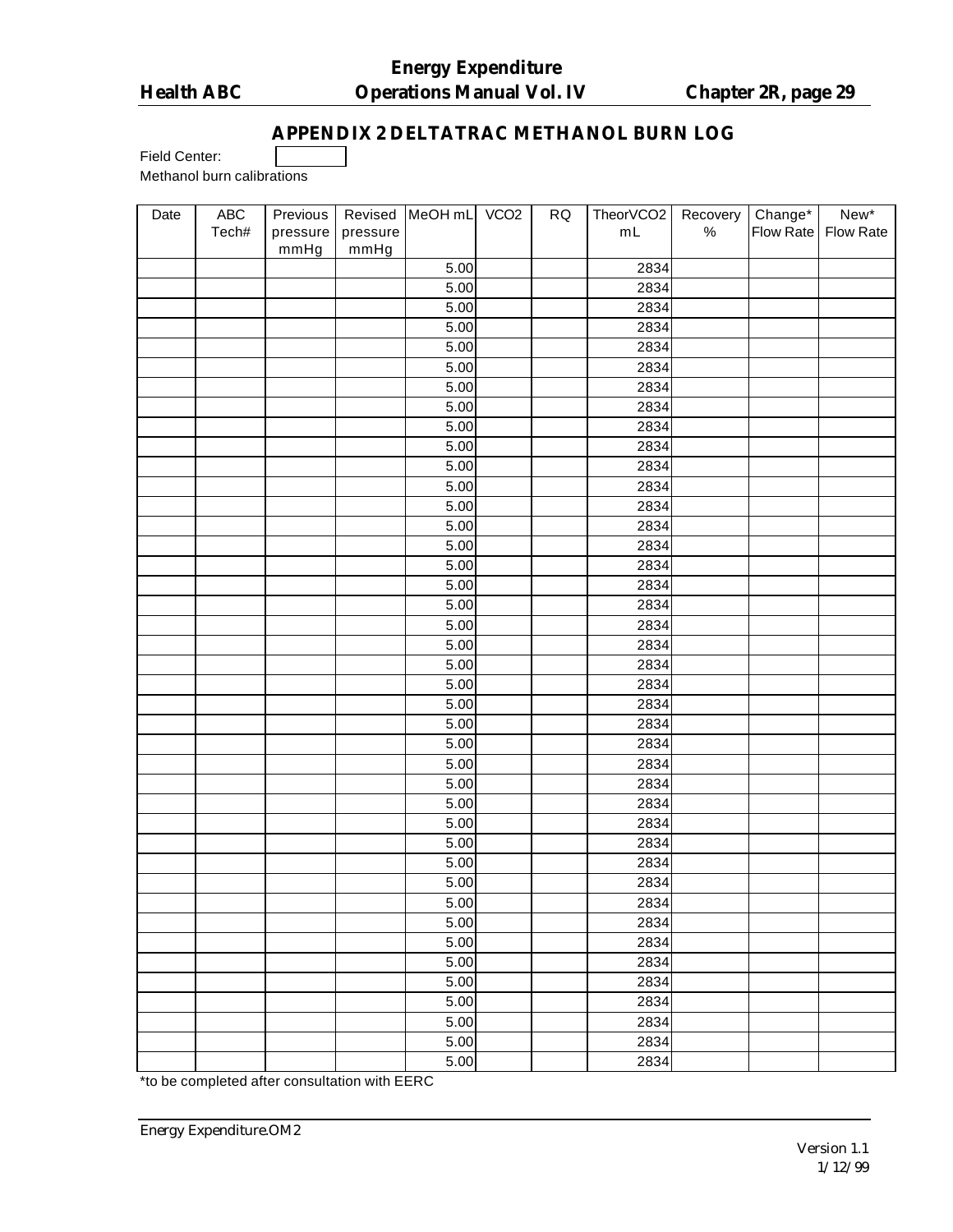## APPENDIX 2 DELTATRAC METHANOL BURN LOG

Field Center: 

Methanol burn calibrations

| Date | ABC Tech# | Previous pressure mmHg | Revised pressure mmHg | MeOH mL | VCO2 | RQ | TheorVCO2 mL | Recovery % | Change* Flow Rate | New* Flow Rate |
|---|---|---|---|---|---|---|---|---|---|---|
| | | | | 5.00 | | | 2834 | | | |
| | | | | 5.00 | | | 2834 | | | |
| | | | | 5.00 | | | 2834 | | | |
| | | | | 5.00 | | | 2834 | | | |
| | | | | 5.00 | | | 2834 | | | |
| | | | | 5.00 | | | 2834 | | | |
| | | | | 5.00 | | | 2834 | | | |
| | | | | 5.00 | | | 2834 | | | |
| | | | | 5.00 | | | 2834 | | | |
| | | | | 5.00 | | | 2834 | | | |
| | | | | 5.00 | | | 2834 | | | |
| | | | | 5.00 | | | 2834 | | | |
| | | | | 5.00 | | | 2834 | | | |
| | | | | 5.00 | | | 2834 | | | |
| | | | | 5.00 | | | 2834 | | | |
| | | | | 5.00 | | | 2834 | | | |
| | | | | 5.00 | | | 2834 | | | |
| | | | | 5.00 | | | 2834 | | | |
| | | | | 5.00 | | | 2834 | | | |
| | | | | 5.00 | | | 2834 | | | |
| | | | | 5.00 | | | 2834 | | | |
| | | | | 5.00 | | | 2834 | | | |
| | | | | 5.00 | | | 2834 | | | |
| | | | | 5.00 | | | 2834 | | | |
| | | | | 5.00 | | | 2834 | | | |
| | | | | 5.00 | | | 2834 | | | |
| | | | | 5.00 | | | 2834 | | | |
| | | | | 5.00 | | | 2834 | | | |
| | | | | 5.00 | | | 2834 | | | |
| | | | | 5.00 | | | 2834 | | | |
| | | | | 5.00 | | | 2834 | | | |
| | | | | 5.00 | | | 2834 | | | |
| | | | | 5.00 | | | 2834 | | | |
| | | | | 5.00 | | | 2834 | | | |
| | | | | 5.00 | | | 2834 | | | |
| | | | | 5.00 | | | 2834 | | | |
| | | | | 5.00 | | | 2834 | | | |
| | | | | 5.00 | | | 2834 | | | |
| | | | | 5.00 | | | 2834 | | | |
| | | | | 5.00 | | | 2834 | | | |
| | | | | 5.00 | | | 2834 | | | |

*to be completed after consultation with EERC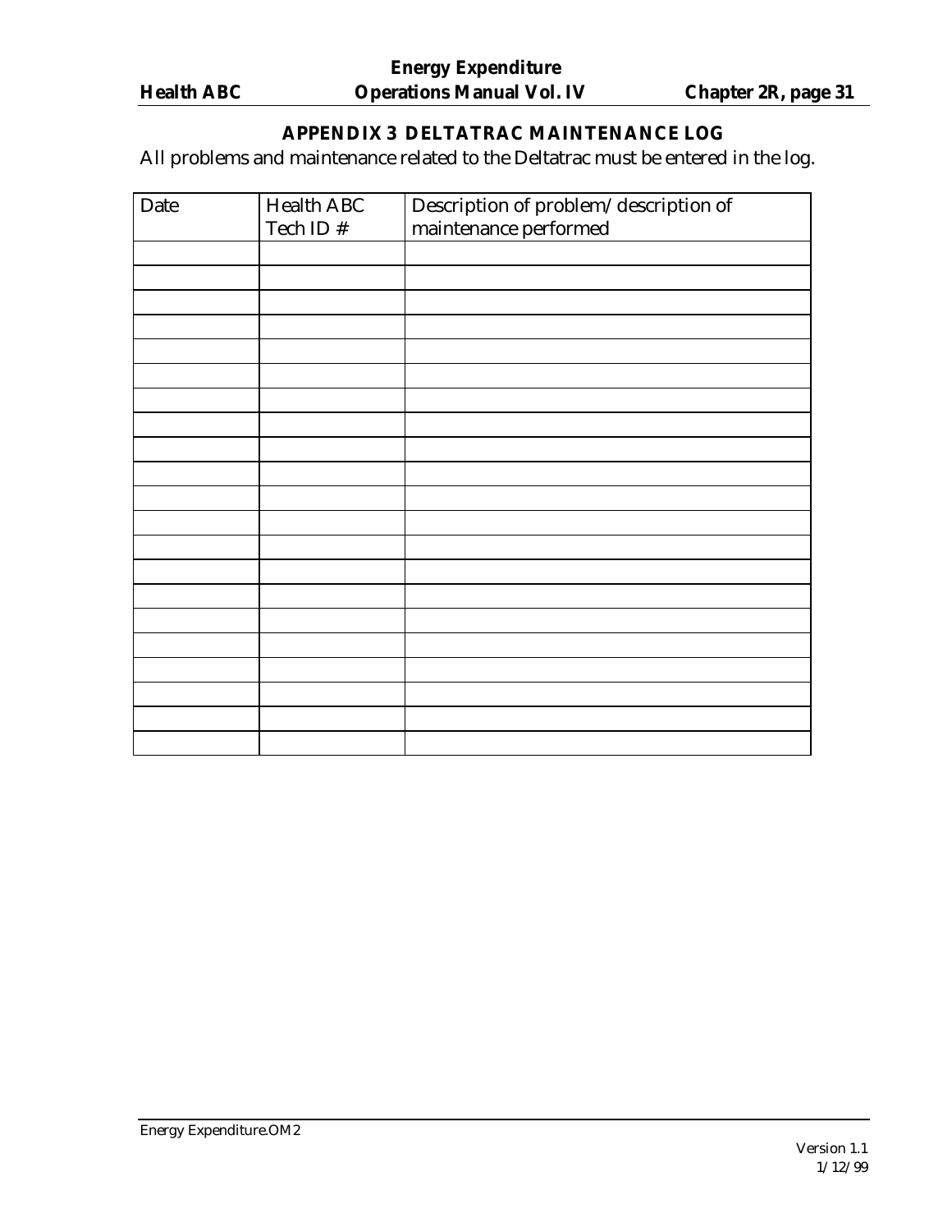## APPENDIX 3 DELTATRAC MAINTENANCE LOG

All problems and maintenance related to the Deltatrac must be entered in the log.

| Date | Health ABC Tech ID # | Description of problem/ description of maintenance performed |
|---|---|---|
| | | |
| | | |
| | | |
| | | |
| | | |
| | | |
| | | |
| | | |
| | | |
| | | |
| | | |
| | | |
| | | |
| | | |
| | | |
| | | |
| | | |
| | | |
| | | |
| | | |
| | | |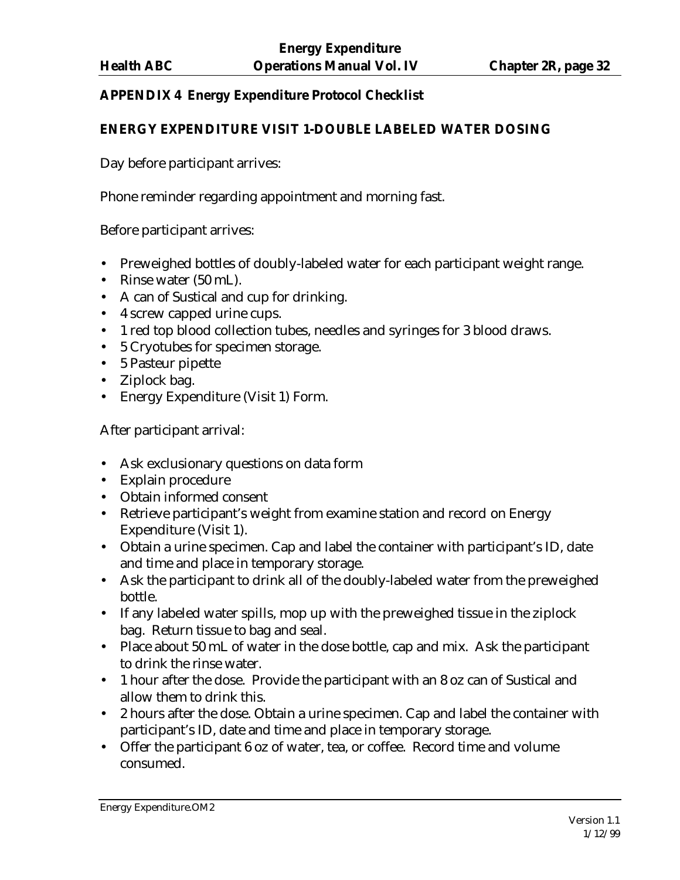## APPENDIX 4 Energy Expenditure Protocol Checklist

### ENERGY EXPENDITURE VISIT 1-DOUBLE LABELED WATER DOSING

Day before participant arrives:

Phone reminder regarding appointment and morning fast.

Before participant arrives:

- Preweighed bottles of doubly-labeled water for each participant weight range.
- Rinse water (50 mL).
- A can of Sustical and cup for drinking.
- 4 screw capped urine cups.
- 1 red top blood collection tubes, needles and syringes for 3 blood draws.
- 5 Cryotubes for specimen storage.
- 5 Pasteur pipette
- Ziplock bag.
- Energy Expenditure (Visit 1) Form.

After participant arrival:

- Ask exclusionary questions on data form
- Explain procedure
- Obtain informed consent
- Retrieve participant's weight from examine station and record on Energy Expenditure (Visit 1).
- Obtain a urine specimen. Cap and label the container with participant's ID, date and time and place in temporary storage.
- Ask the participant to drink all of the doubly-labeled water from the preweighed bottle.
- If any labeled water spills, mop up with the preweighed tissue in the ziplock bag. Return tissue to bag and seal.
- Place about 50 mL of water in the dose bottle, cap and mix. Ask the participant to drink the rinse water.
- 1 hour after the dose. Provide the participant with an 8 oz can of Sustical and allow them to drink this.
- 2 hours after the dose. Obtain a urine specimen. Cap and label the container with participant's ID, date and time and place in temporary storage.
- Offer the participant 6 oz of water, tea, or coffee. Record time and volume consumed.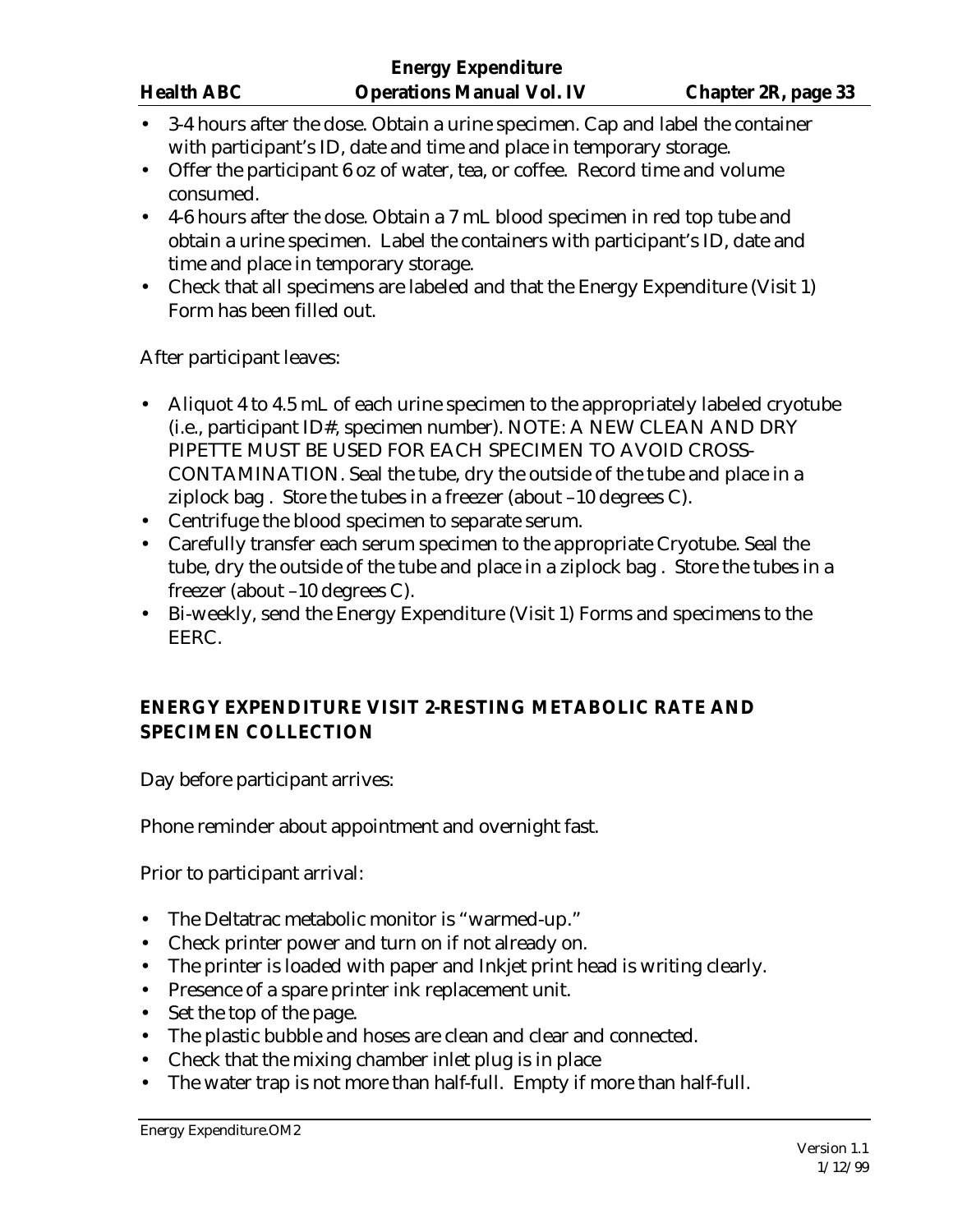- 3-4 hours after the dose. Obtain a urine specimen. Cap and label the container with participant's ID, date and time and place in temporary storage.
- Offer the participant 6 oz of water, tea, or coffee. Record time and volume consumed.
- 4-6 hours after the dose. Obtain a 7 mL blood specimen in red top tube and obtain a urine specimen. Label the containers with participant's ID, date and time and place in temporary storage.
- Check that all specimens are labeled and that the Energy Expenditure (Visit 1) Form has been filled out.

After participant leaves:

- Aliquot 4 to 4.5 mL of each urine specimen to the appropriately labeled cryotube (i.e., participant ID#, specimen number). NOTE: A NEW CLEAN AND DRY PIPETTE MUST BE USED FOR EACH SPECIMEN TO AVOID CROSS-CONTAMINATION. Seal the tube, dry the outside of the tube and place in a ziplock bag . Store the tubes in a freezer (about –10 degrees C).
- Centrifuge the blood specimen to separate serum.
- Carefully transfer each serum specimen to the appropriate Cryotube. Seal the tube, dry the outside of the tube and place in a ziplock bag . Store the tubes in a freezer (about –10 degrees C).
- Bi-weekly, send the Energy Expenditure (Visit 1) Forms and specimens to the EERC.

## ENERGY EXPENDITURE VISIT 2-RESTING METABOLIC RATE AND SPECIMEN COLLECTION

Day before participant arrives:

Phone reminder about appointment and overnight fast.

Prior to participant arrival:

- The Deltatrac metabolic monitor is "warmed-up."
- Check printer power and turn on if not already on.
- The printer is loaded with paper and Inkjet print head is writing clearly.
- Presence of a spare printer ink replacement unit.
- Set the top of the page.
- The plastic bubble and hoses are clean and clear and connected.
- Check that the mixing chamber inlet plug is in place
- The water trap is not more than half-full. Empty if more than half-full.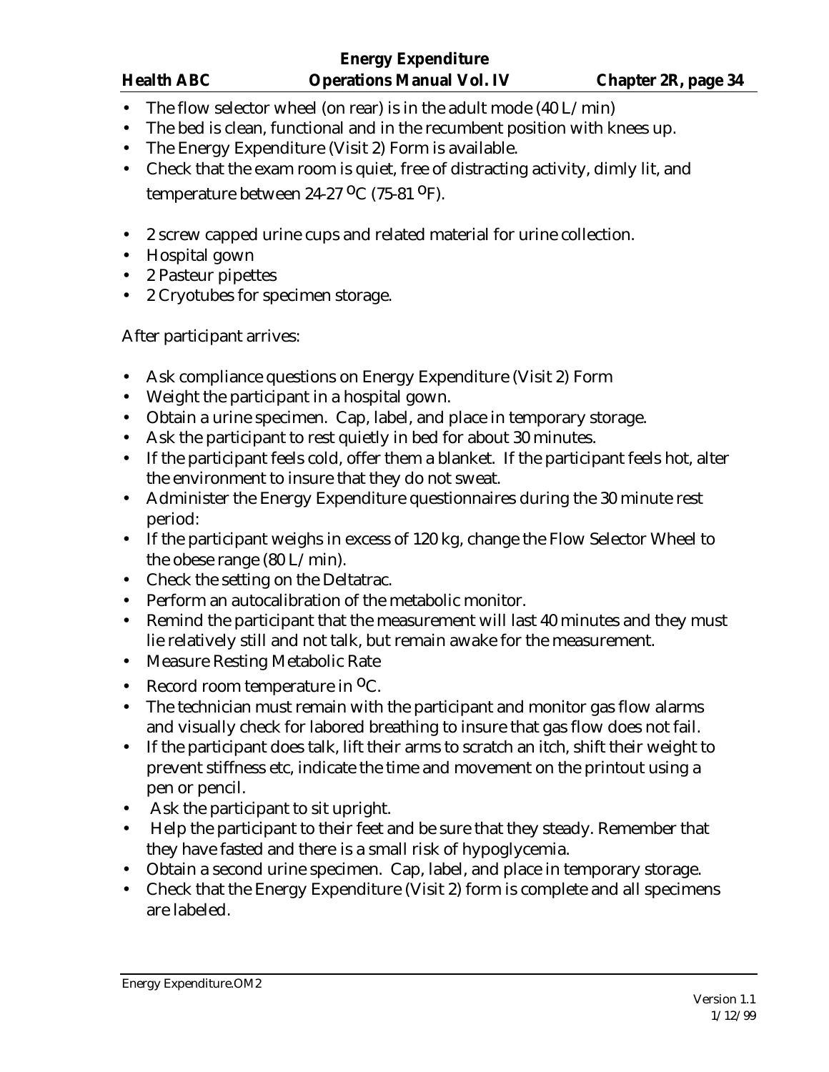- The flow selector wheel (on rear) is in the adult mode (40 L/min)
- The bed is clean, functional and in the recumbent position with knees up.
- The Energy Expenditure (Visit 2) Form is available.
- Check that the exam room is quiet, free of distracting activity, dimly lit, and temperature between 24-27 $^{o}$C (75-81 $^{o}$F).

- 2 screw capped urine cups and related material for urine collection.
- Hospital gown
- 2 Pasteur pipettes
- 2 Cryotubes for specimen storage.

After participant arrives:

- Ask compliance questions on Energy Expenditure (Visit 2) Form
- Weight the participant in a hospital gown.
- Obtain a urine specimen. Cap, label, and place in temporary storage.
- Ask the participant to rest quietly in bed for about 30 minutes.
- If the participant feels cold, offer them a blanket. If the participant feels hot, alter the environment to insure that they do not sweat.
- Administer the Energy Expenditure questionnaires during the 30 minute rest period:
- If the participant weighs in excess of 120 kg, change the Flow Selector Wheel to the obese range (80 L/min).
- Check the setting on the Deltatrac.
- Perform an autocalibration of the metabolic monitor.
- Remind the participant that the measurement will last 40 minutes and they must lie relatively still and not talk, but remain awake for the measurement.
- Measure Resting Metabolic Rate
- Record room temperature in $^{o}$C.
- The technician must remain with the participant and monitor gas flow alarms and visually check for labored breathing to insure that gas flow does not fail.
- If the participant does talk, lift their arms to scratch an itch, shift their weight to prevent stiffness etc, indicate the time and movement on the printout using a pen or pencil.
- Ask the participant to sit upright.
- Help the participant to their feet and be sure that they steady. Remember that they have fasted and there is a small risk of hypoglycemia.
- Obtain a second urine specimen. Cap, label, and place in temporary storage.
- Check that the Energy Expenditure (Visit 2) form is complete and all specimens are labeled.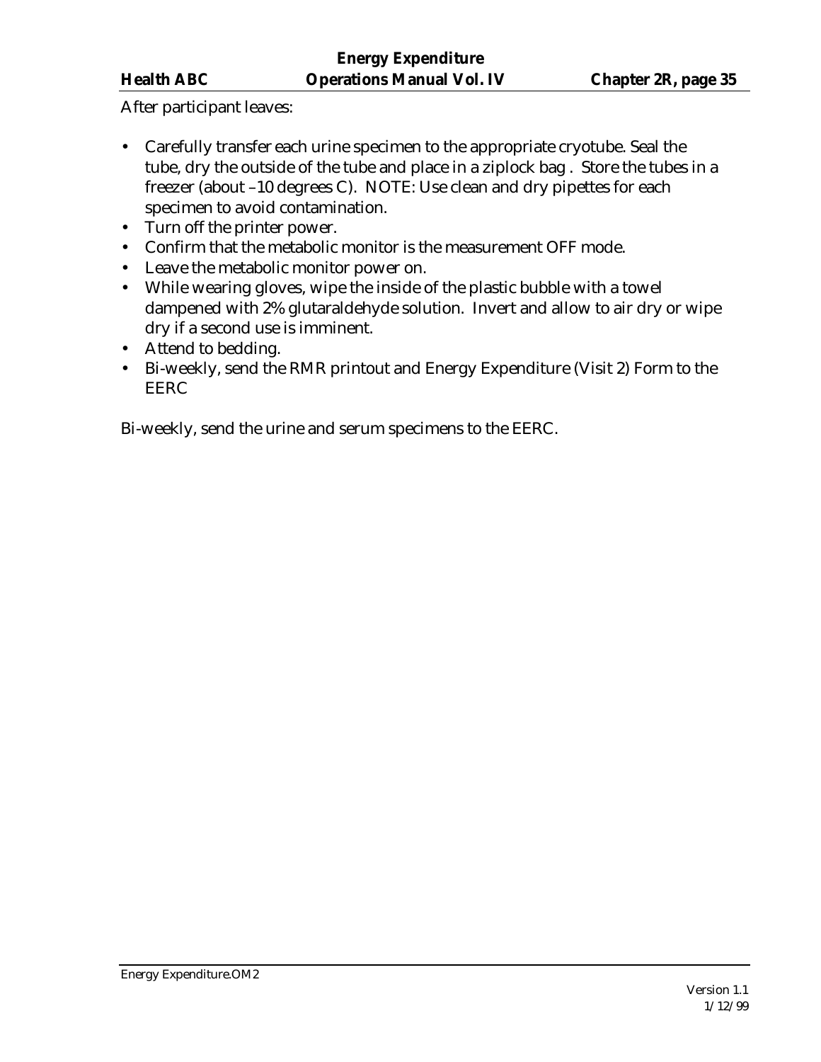After participant leaves:

- Carefully transfer each urine specimen to the appropriate cryotube. Seal the tube, dry the outside of the tube and place in a ziplock bag . Store the tubes in a freezer (about –10 degrees C). NOTE: Use clean and dry pipettes for each specimen to avoid contamination.
- Turn off the printer power.
- Confirm that the metabolic monitor is the measurement OFF mode.
- Leave the metabolic monitor power on.
- While wearing gloves, wipe the inside of the plastic bubble with a towel dampened with 2% glutaraldehyde solution. Invert and allow to air dry or wipe dry if a second use is imminent.
- Attend to bedding.
- Bi-weekly, send the RMR printout and Energy Expenditure (Visit 2) Form to the EERC

Bi-weekly, send the urine and serum specimens to the EERC.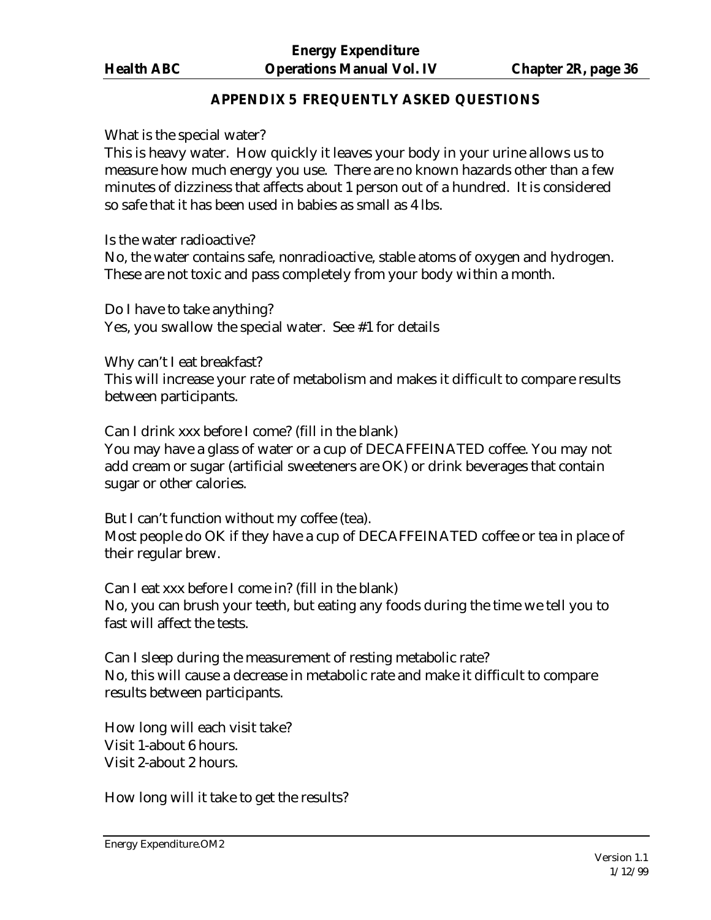## APPENDIX 5 FREQUENTLY ASKED QUESTIONS

What is the special water?
This is heavy water. How quickly it leaves your body in your urine allows us to measure how much energy you use. There are no known hazards other than a few minutes of dizziness that affects about 1 person out of a hundred. It is considered so safe that it has been used in babies as small as 4 lbs.

Is the water radioactive?
No, the water contains safe, nonradioactive, stable atoms of oxygen and hydrogen. These are not toxic and pass completely from your body within a month.

Do I have to take anything?
Yes, you swallow the special water. See #1 for details

Why can't I eat breakfast?
This will increase your rate of metabolism and makes it difficult to compare results between participants.

Can I drink xxx before I come? (fill in the blank)
You may have a glass of water or a cup of DECAFFEINATED coffee. You may not add cream or sugar (artificial sweeteners are OK) or drink beverages that contain sugar or other calories.

But I can't function without my coffee (tea).
Most people do OK if they have a cup of DECAFFEINATED coffee or tea in place of their regular brew.

Can I eat xxx before I come in? (fill in the blank)
No, you can brush your teeth, but eating any foods during the time we tell you to fast will affect the tests.

Can I sleep during the measurement of resting metabolic rate?
No, this will cause a decrease in metabolic rate and make it difficult to compare results between participants.

How long will each visit take?
Visit 1-about 6 hours.
Visit 2-about 2 hours.

How long will it take to get the results?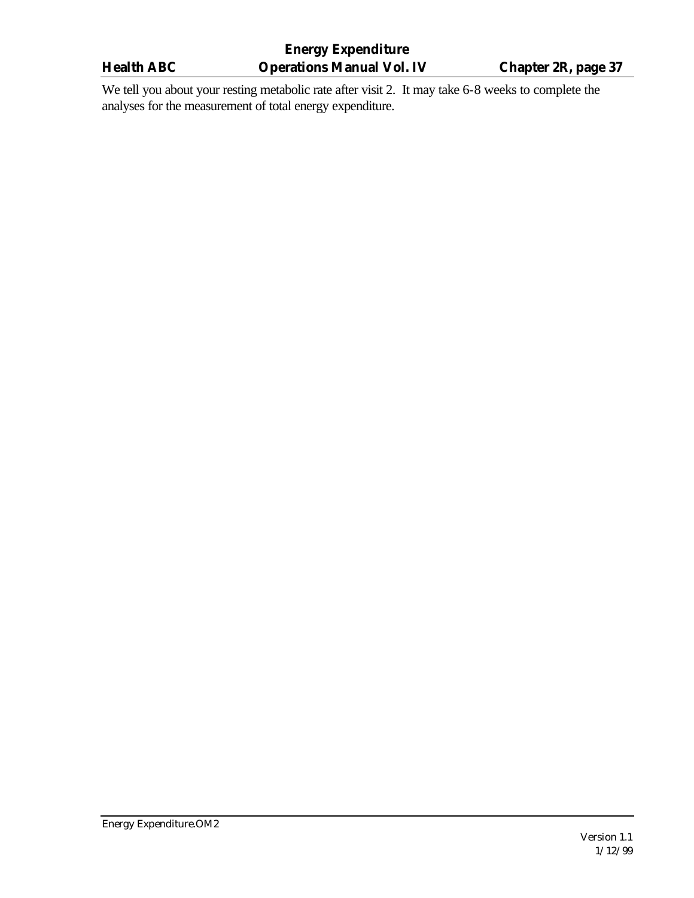We tell you about your resting metabolic rate after visit 2. It may take 6-8 weeks to complete the analyses for the measurement of total energy expenditure.